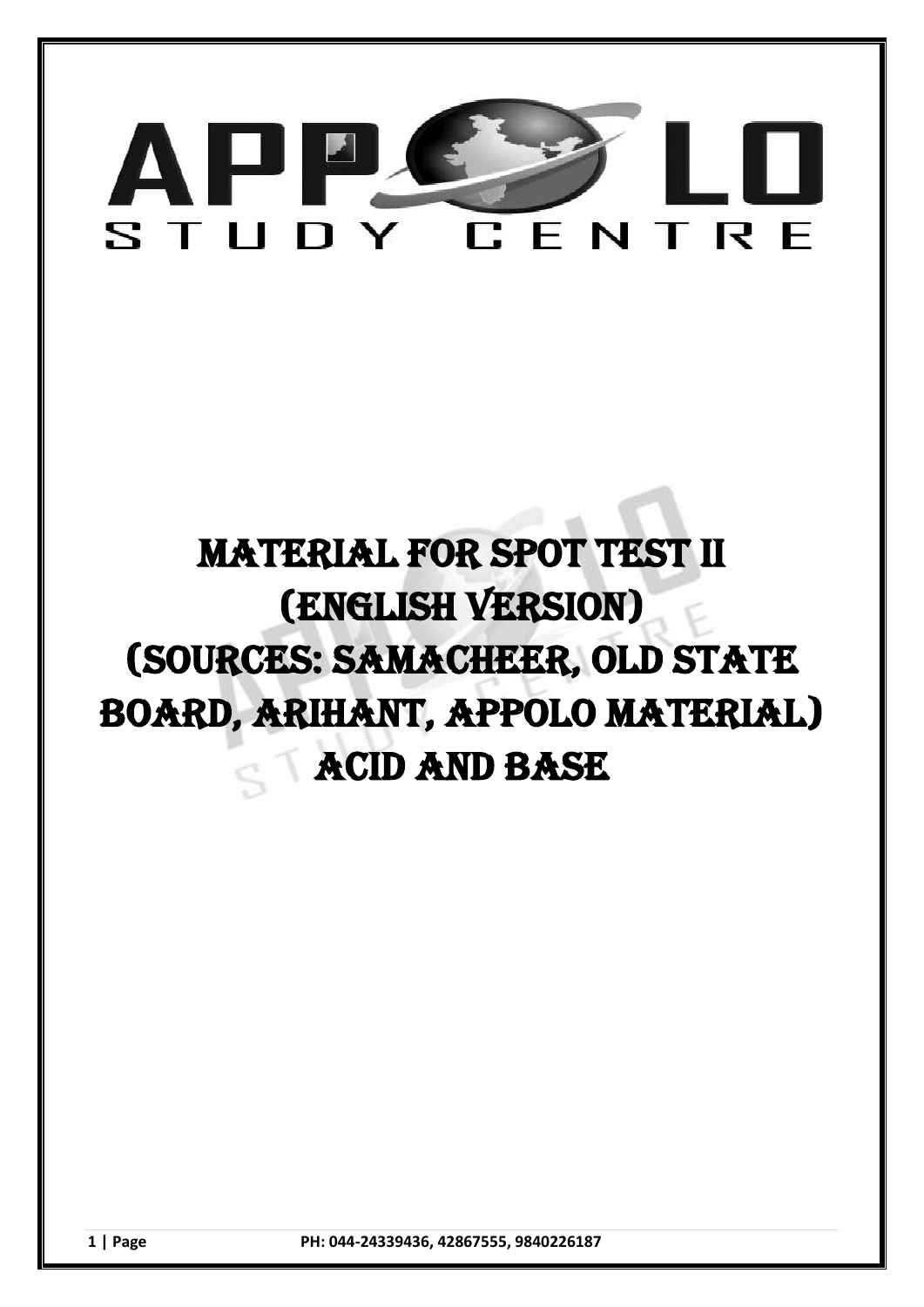# APPOLO STUDY CENTRE

# MATERIAL FOR SPOT TEST II (ENGLISH VERSION) (SOURCES: SAMACHEER, OLD STATE BOARD, ARIHANT, APPOLO MATERIAL) ACID AND BASE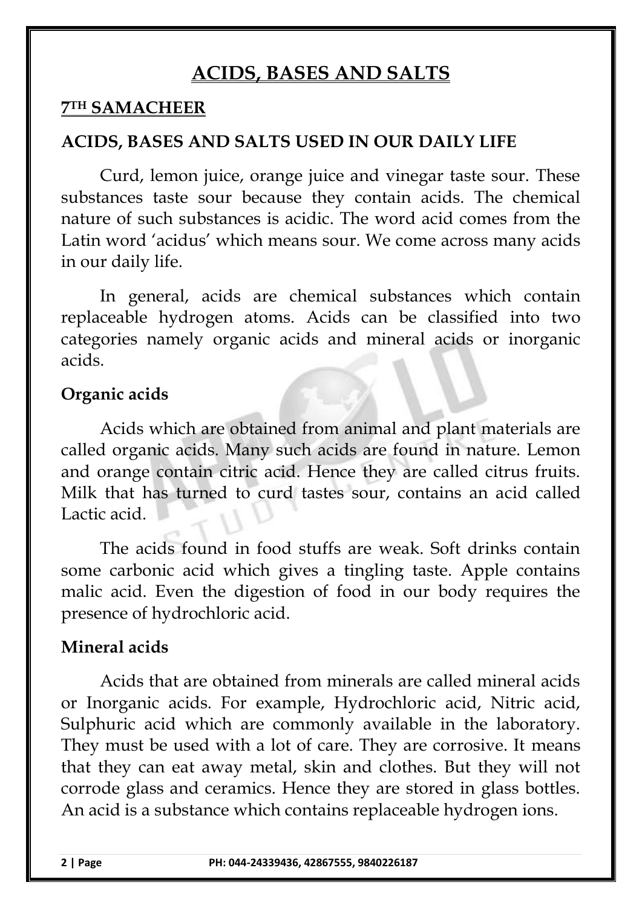# ACIDS, BASES AND SALTS

## 7TH SAMACHEER

### ACIDS, BASES AND SALTS USED IN OUR DAILY LIFE

Curd, lemon juice, orange juice and vinegar taste sour. These substances taste sour because they contain acids. The chemical nature of such substances is acidic. The word acid comes from the Latin word 'acidus' which means sour. We come across many acids in our daily life.

In general, acids are chemical substances which contain replaceable hydrogen atoms. Acids can be classified into two categories namely organic acids and mineral acids or inorganic acids.

### Organic acids

Acids which are obtained from animal and plant materials are called organic acids. Many such acids are found in nature. Lemon and orange contain citric acid. Hence they are called citrus fruits. Milk that has turned to curd tastes sour, contains an acid called Lactic acid.

The acids found in food stuffs are weak. Soft drinks contain some carbonic acid which gives a tingling taste. Apple contains malic acid. Even the digestion of food in our body requires the presence of hydrochloric acid.

### Mineral acids

Acids that are obtained from minerals are called mineral acids or Inorganic acids. For example, Hydrochloric acid, Nitric acid, Sulphuric acid which are commonly available in the laboratory. They must be used with a lot of care. They are corrosive. It means that they can eat away metal, skin and clothes. But they will not corrode glass and ceramics. Hence they are stored in glass bottles. An acid is a substance which contains replaceable hydrogen ions.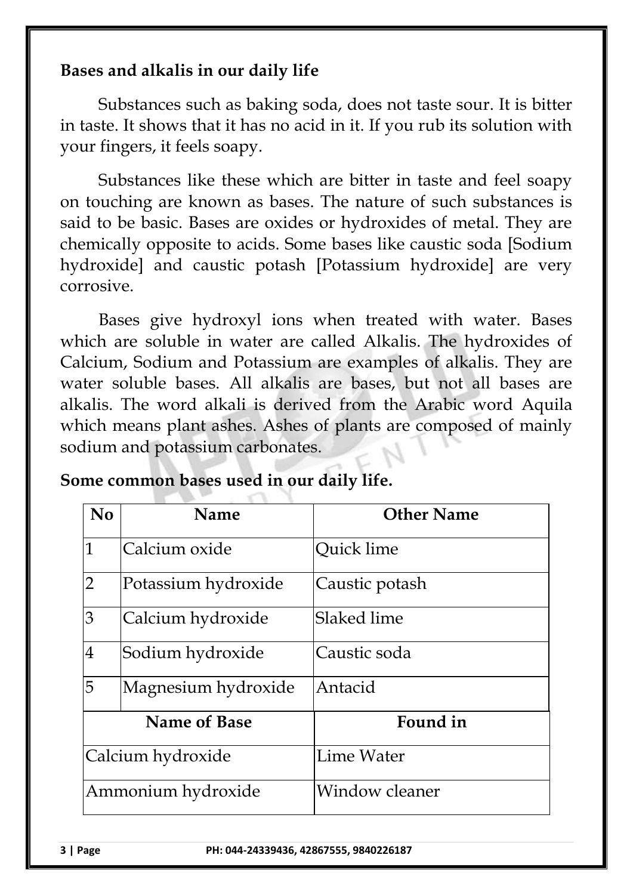**Bases and alkalis in our daily life**

Substances such as baking soda, does not taste sour. It is bitter in taste. It shows that it has no acid in it. If you rub its solution with your fingers, it feels soapy.

Substances like these which are bitter in taste and feel soapy on touching are known as bases. The nature of such substances is said to be basic. Bases are oxides or hydroxides of metal. They are chemically opposite to acids. Some bases like caustic soda [Sodium hydroxide] and caustic potash [Potassium hydroxide] are very corrosive.

Bases give hydroxyl ions when treated with water. Bases which are soluble in water are called Alkalis. The hydroxides of Calcium, Sodium and Potassium are examples of alkalis. They are water soluble bases. All alkalis are bases, but not all bases are alkalis. The word alkali is derived from the Arabic word Aquila which means plant ashes. Ashes of plants are composed of mainly sodium and potassium carbonates.

**Some common bases used in our daily life.**

| No | Name | Other Name |
|---|---|---|
| 1 | Calcium oxide | Quick lime |
| 2 | Potassium hydroxide | Caustic potash |
| 3 | Calcium hydroxide | Slaked lime |
| 4 | Sodium hydroxide | Caustic soda |
| 5 | Magnesium hydroxide | Antacid |

| Name of Base | Found in |
|---|---|
| Calcium hydroxide | Lime Water |
| Ammonium hydroxide | Window cleaner |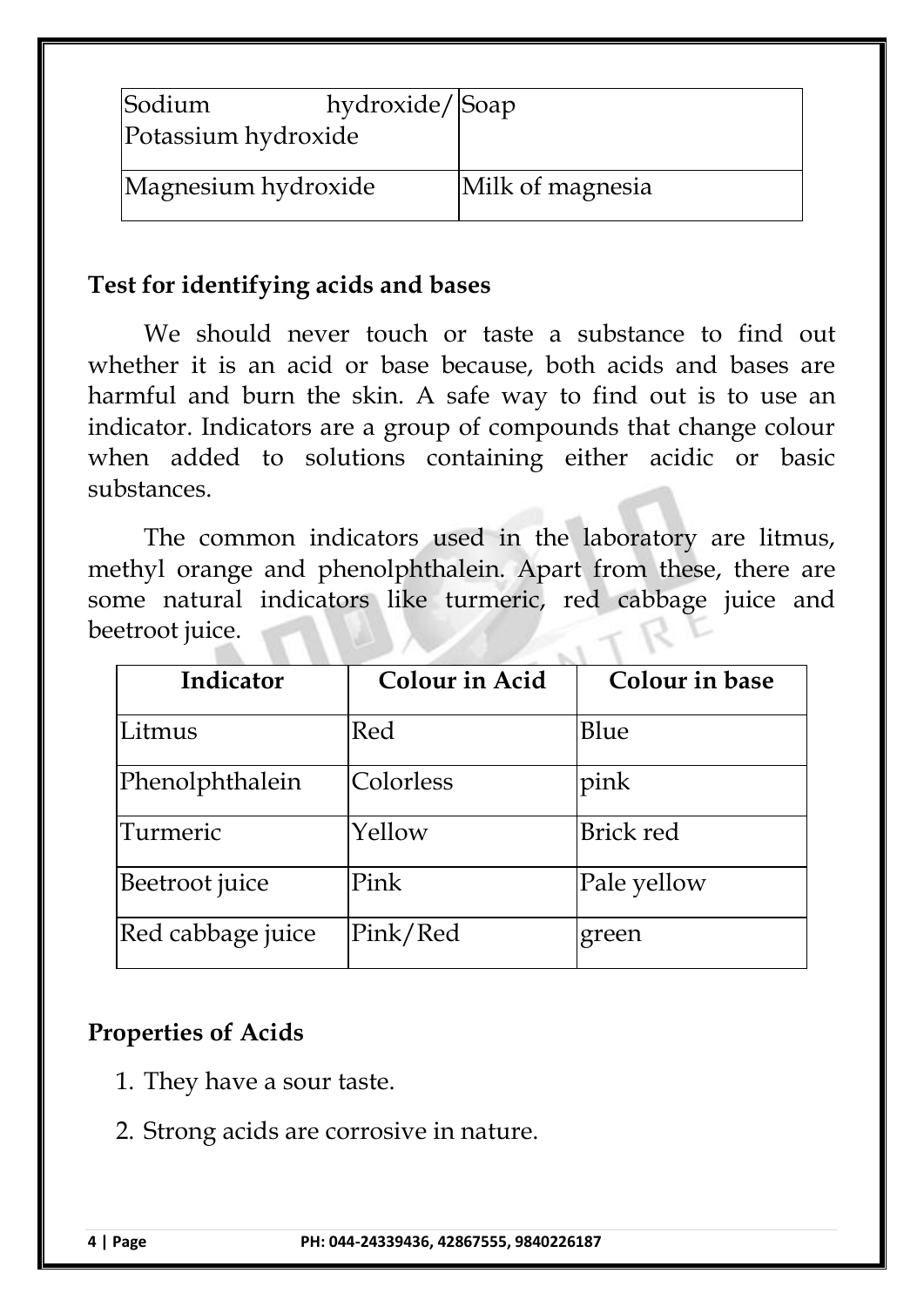| Sodium hydroxide/ Potassium hydroxide | Soap |
|---|---|
| Magnesium hydroxide | Milk of magnesia |

## Test for identifying acids and bases

We should never touch or taste a substance to find out whether it is an acid or base because, both acids and bases are harmful and burn the skin. A safe way to find out is to use an indicator. Indicators are a group of compounds that change colour when added to solutions containing either acidic or basic substances.

The common indicators used in the laboratory are litmus, methyl orange and phenolphthalein. Apart from these, there are some natural indicators like turmeric, red cabbage juice and beetroot juice.

| Indicator | Colour in Acid | Colour in base |
|---|---|---|
| Litmus | Red | Blue |
| Phenolphthalein | Colorless | pink |
| Turmeric | Yellow | Brick red |
| Beetroot juice | Pink | Pale yellow |
| Red cabbage juice | Pink/Red | green |

## Properties of Acids

1. They have a sour taste.
2. Strong acids are corrosive in nature.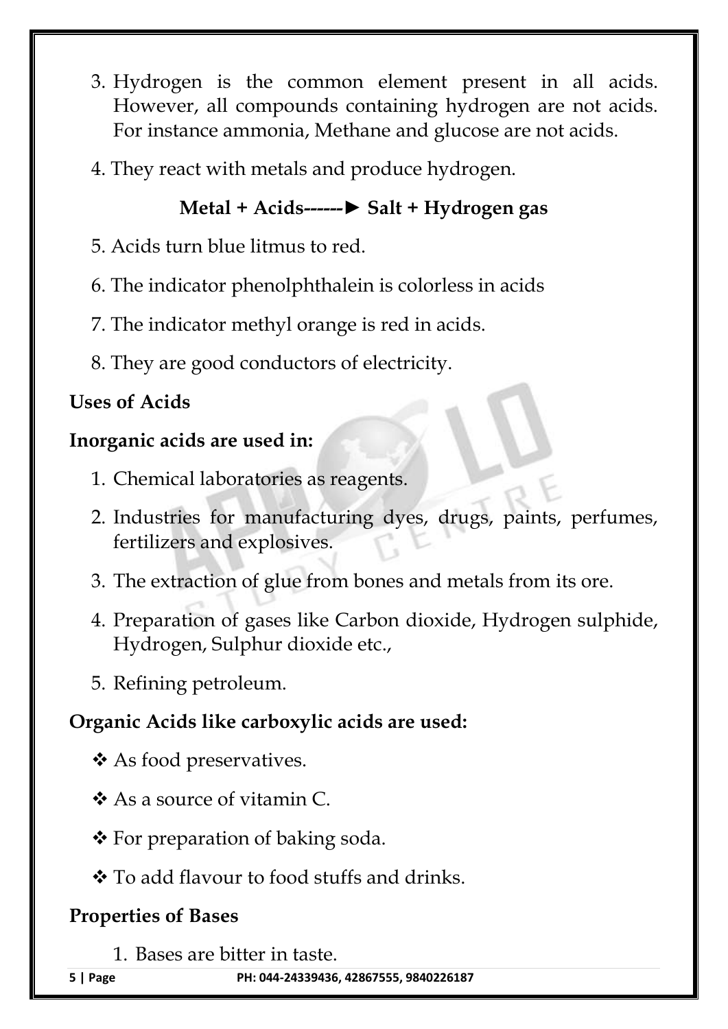3. Hydrogen is the common element present in all acids. However, all compounds containing hydrogen are not acids. For instance ammonia, Methane and glucose are not acids.

4. They react with metals and produce hydrogen.

**Metal + Acids------► Salt + Hydrogen gas**

5. Acids turn blue litmus to red.

6. The indicator phenolphthalein is colorless in acids

7. The indicator methyl orange is red in acids.

8. They are good conductors of electricity.

**Uses of Acids**

**Inorganic acids are used in:**

1. Chemical laboratories as reagents.
2. Industries for manufacturing dyes, drugs, paints, perfumes, fertilizers and explosives.
3. The extraction of glue from bones and metals from its ore.
4. Preparation of gases like Carbon dioxide, Hydrogen sulphide, Hydrogen, Sulphur dioxide etc.,
5. Refining petroleum.

**Organic Acids like carboxylic acids are used:**

- As food preservatives.
- As a source of vitamin C.
- For preparation of baking soda.
- To add flavour to food stuffs and drinks.

**Properties of Bases**

1. Bases are bitter in taste.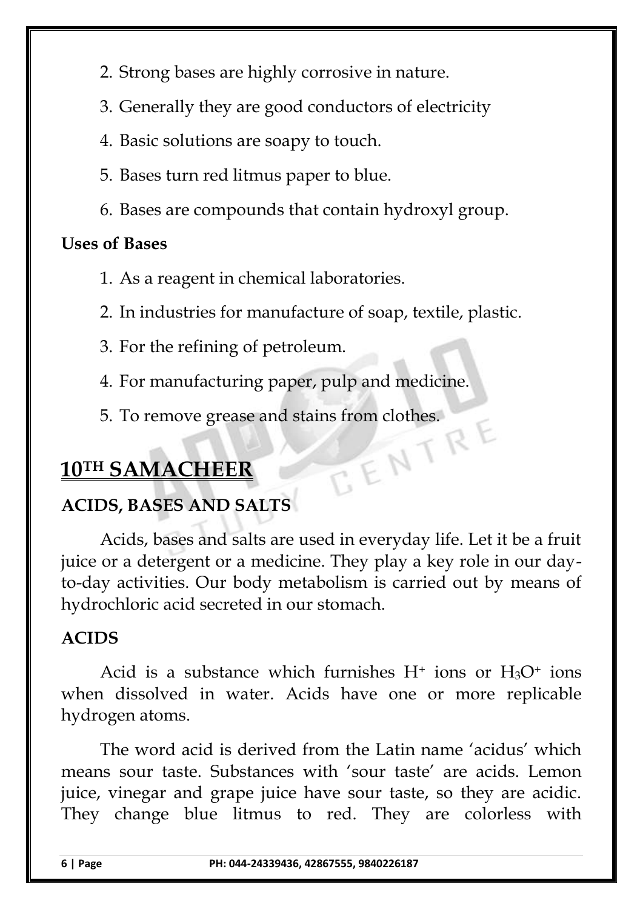2. Strong bases are highly corrosive in nature.
3. Generally they are good conductors of electricity
4. Basic solutions are soapy to touch.
5. Bases turn red litmus paper to blue.
6. Bases are compounds that contain hydroxyl group.

**Uses of Bases**

1. As a reagent in chemical laboratories.
2. In industries for manufacture of soap, textile, plastic.
3. For the refining of petroleum.
4. For manufacturing paper, pulp and medicine.
5. To remove grease and stains from clothes.

# 10TH SAMACHEER

## ACIDS, BASES AND SALTS

Acids, bases and salts are used in everyday life. Let it be a fruit juice or a detergent or a medicine. They play a key role in our day-to-day activities. Our body metabolism is carried out by means of hydrochloric acid secreted in our stomach.

## ACIDS

Acid is a substance which furnishes $H^+$ ions or $H_3O^+$ ions when dissolved in water. Acids have one or more replicable hydrogen atoms.

The word acid is derived from the Latin name 'acidus' which means sour taste. Substances with 'sour taste' are acids. Lemon juice, vinegar and grape juice have sour taste, so they are acidic. They change blue litmus to red. They are colorless with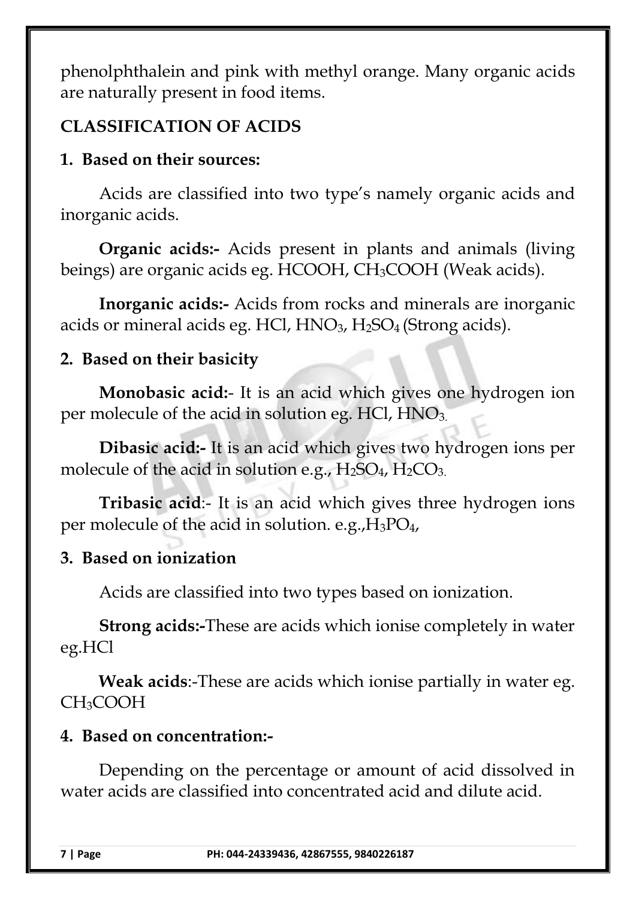phenolphthalein and pink with methyl orange. Many organic acids are naturally present in food items.

## CLASSIFICATION OF ACIDS

### 1. Based on their sources:

Acids are classified into two type's namely organic acids and inorganic acids.

**Organic acids:-** Acids present in plants and animals (living beings) are organic acids eg. $HCOOH$, $CH_3COOH$ (Weak acids).

**Inorganic acids:-** Acids from rocks and minerals are inorganic acids or mineral acids eg. $HCl$, $HNO_3$, $H_2SO_4$ (Strong acids).

### 2. Based on their basicity

**Monobasic acid:**- It is an acid which gives one hydrogen ion per molecule of the acid in solution eg. $HCl$, $HNO_3$.

**Dibasic acid:-** It is an acid which gives two hydrogen ions per molecule of the acid in solution e.g., $H_2SO_4$, $H_2CO_3$.

**Tribasic acid**:- It is an acid which gives three hydrogen ions per molecule of the acid in solution. e.g.,$H_3PO_4$,

### 3. Based on ionization

Acids are classified into two types based on ionization.

**Strong acids:-**These are acids which ionise completely in water eg.$HCl$

**Weak acids**:-These are acids which ionise partially in water eg. $CH_3COOH$

### 4. Based on concentration:-

Depending on the percentage or amount of acid dissolved in water acids are classified into concentrated acid and dilute acid.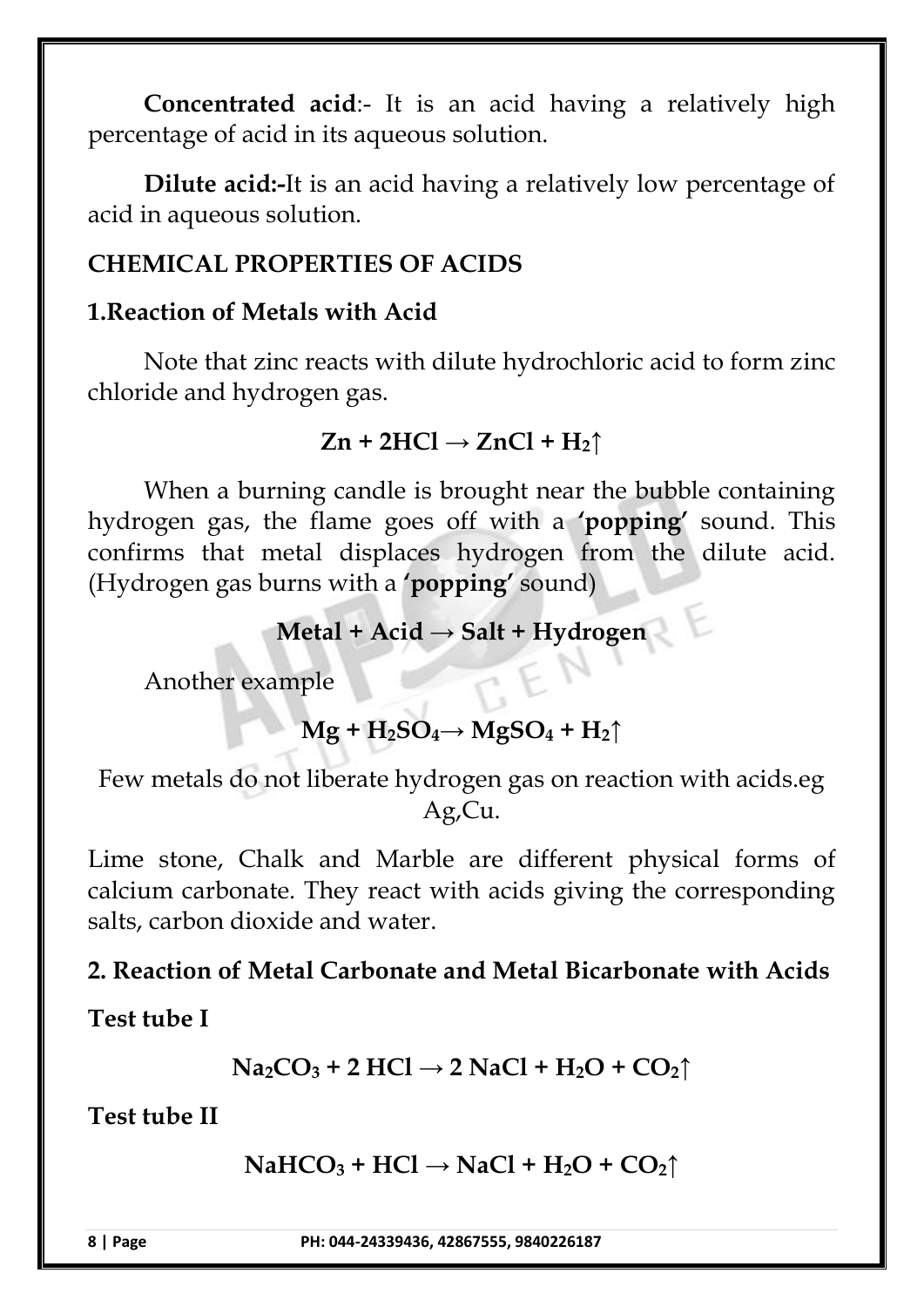**Concentrated acid**:- It is an acid having a relatively high percentage of acid in its aqueous solution.

**Dilute acid:-**It is an acid having a relatively low percentage of acid in aqueous solution.

## CHEMICAL PROPERTIES OF ACIDS

### 1.Reaction of Metals with Acid

Note that zinc reacts with dilute hydrochloric acid to form zinc chloride and hydrogen gas.

$$Zn + 2HCl \rightarrow ZnCl + H_2\uparrow$$

When a burning candle is brought near the bubble containing hydrogen gas, the flame goes off with a **'popping'** sound. This confirms that metal displaces hydrogen from the dilute acid. (Hydrogen gas burns with a **'popping'** sound)

$$\textbf{Metal + Acid} \rightarrow \textbf{Salt + Hydrogen}$$

Another example

$$Mg + H_2SO_4 \rightarrow MgSO_4 + H_2\uparrow$$

Few metals do not liberate hydrogen gas on reaction with acids.eg Ag,Cu.

Lime stone, Chalk and Marble are different physical forms of calcium carbonate. They react with acids giving the corresponding salts, carbon dioxide and water.

### 2. Reaction of Metal Carbonate and Metal Bicarbonate with Acids

**Test tube I**

$$Na_2CO_3 + 2\,HCl \rightarrow 2\,NaCl + H_2O + CO_2\uparrow$$

**Test tube II**

$$NaHCO_3 + HCl \rightarrow NaCl + H_2O + CO_2\uparrow$$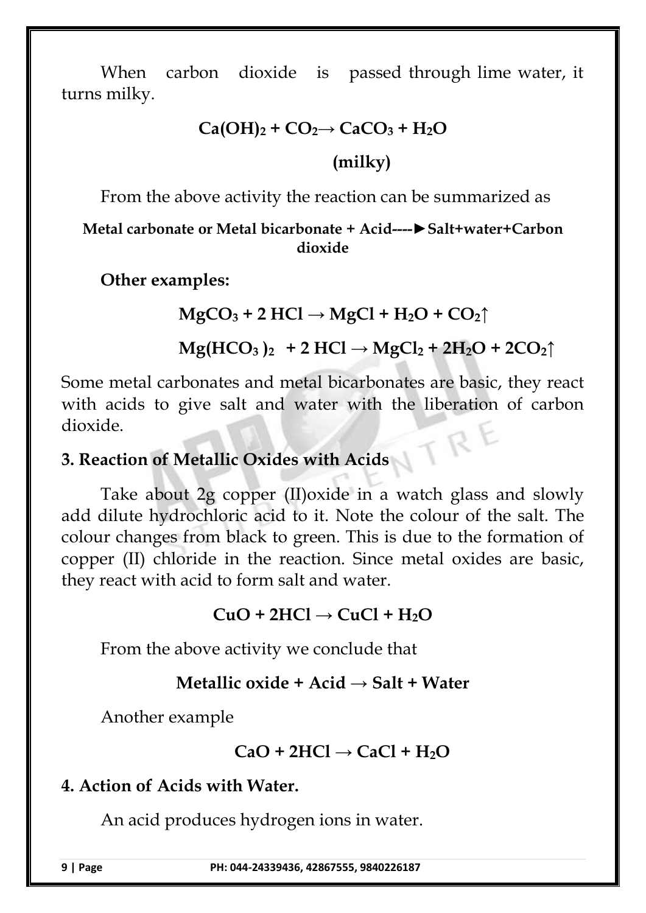When carbon dioxide is passed through lime water, it turns milky.

$$Ca(OH)_2 + CO_2 \rightarrow CaCO_3 + H_2O$$

**(milky)**

From the above activity the reaction can be summarized as

**Metal carbonate or Metal bicarbonate + Acid----►Salt+water+Carbon dioxide**

**Other examples:**

$$MgCO_3 + 2\ HCl \rightarrow MgCl + H_2O + CO_2\uparrow$$

$$Mg(HCO_3)_2 + 2\ HCl \rightarrow MgCl_2 + 2H_2O + 2CO_2\uparrow$$

Some metal carbonates and metal bicarbonates are basic, they react with acids to give salt and water with the liberation of carbon dioxide.

### 3. Reaction of Metallic Oxides with Acids

Take about 2g copper (II)oxide in a watch glass and slowly add dilute hydrochloric acid to it. Note the colour of the salt. The colour changes from black to green. This is due to the formation of copper (II) chloride in the reaction. Since metal oxides are basic, they react with acid to form salt and water.

$$CuO + 2HCl \rightarrow CuCl + H_2O$$

From the above activity we conclude that

**Metallic oxide + Acid → Salt + Water**

Another example

$$CaO + 2HCl \rightarrow CaCl + H_2O$$

### 4. Action of Acids with Water.

An acid produces hydrogen ions in water.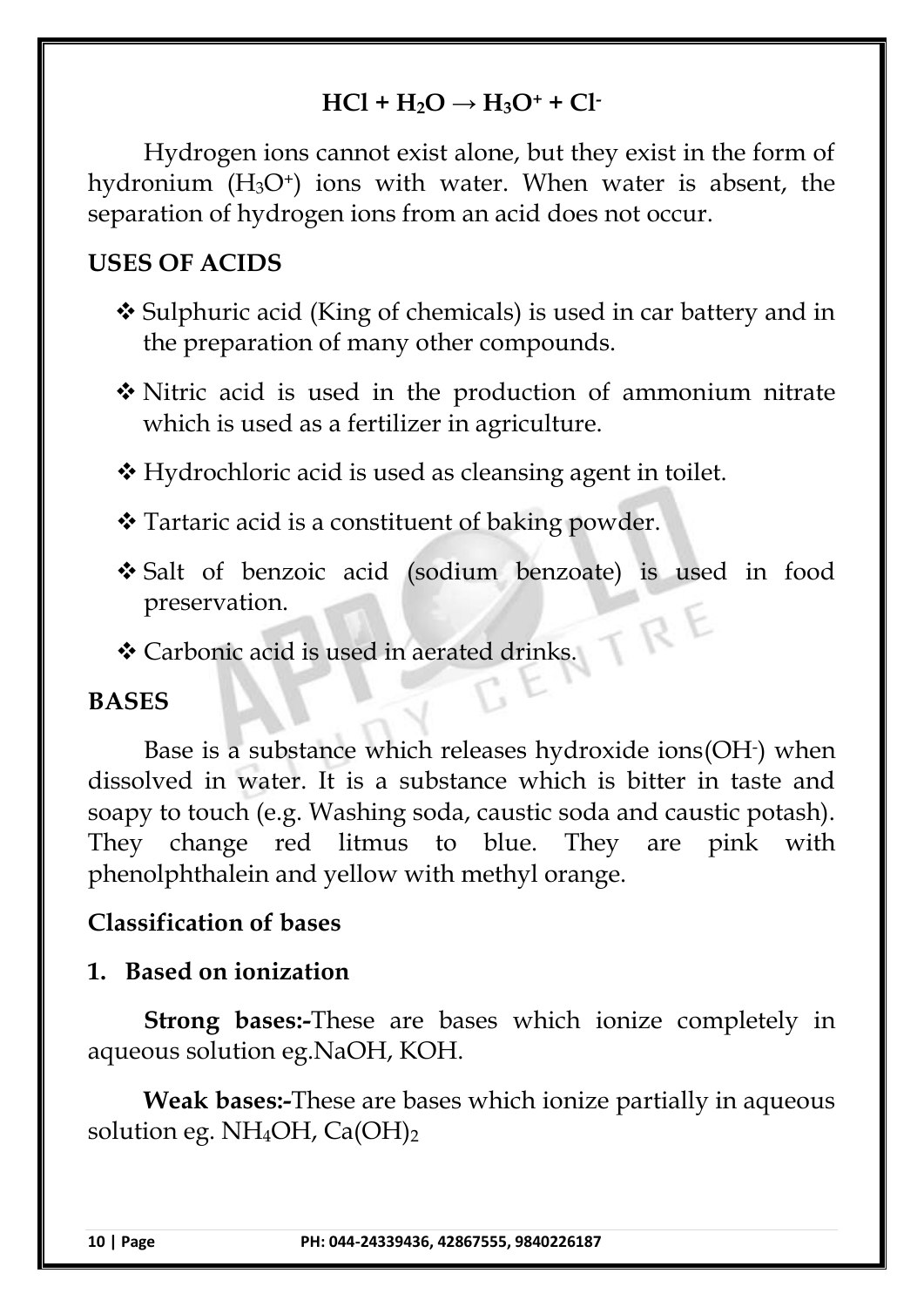$$HCl + H_2O \rightarrow H_3O^+ + Cl^-$$

Hydrogen ions cannot exist alone, but they exist in the form of hydronium ($H_3O^+$) ions with water. When water is absent, the separation of hydrogen ions from an acid does not occur.

## USES OF ACIDS

- Sulphuric acid (King of chemicals) is used in car battery and in the preparation of many other compounds.
- Nitric acid is used in the production of ammonium nitrate which is used as a fertilizer in agriculture.
- Hydrochloric acid is used as cleansing agent in toilet.
- Tartaric acid is a constituent of baking powder.
- Salt of benzoic acid (sodium benzoate) is used in food preservation.
- Carbonic acid is used in aerated drinks.

## BASES

Base is a substance which releases hydroxide ions($OH^-$) when dissolved in water. It is a substance which is bitter in taste and soapy to touch (e.g. Washing soda, caustic soda and caustic potash). They change red litmus to blue. They are pink with phenolphthalein and yellow with methyl orange.

### Classification of bases

### 1. Based on ionization

**Strong bases:-**These are bases which ionize completely in aqueous solution eg.NaOH, KOH.

**Weak bases:-**These are bases which ionize partially in aqueous solution eg. $NH_4OH$, $Ca(OH)_2$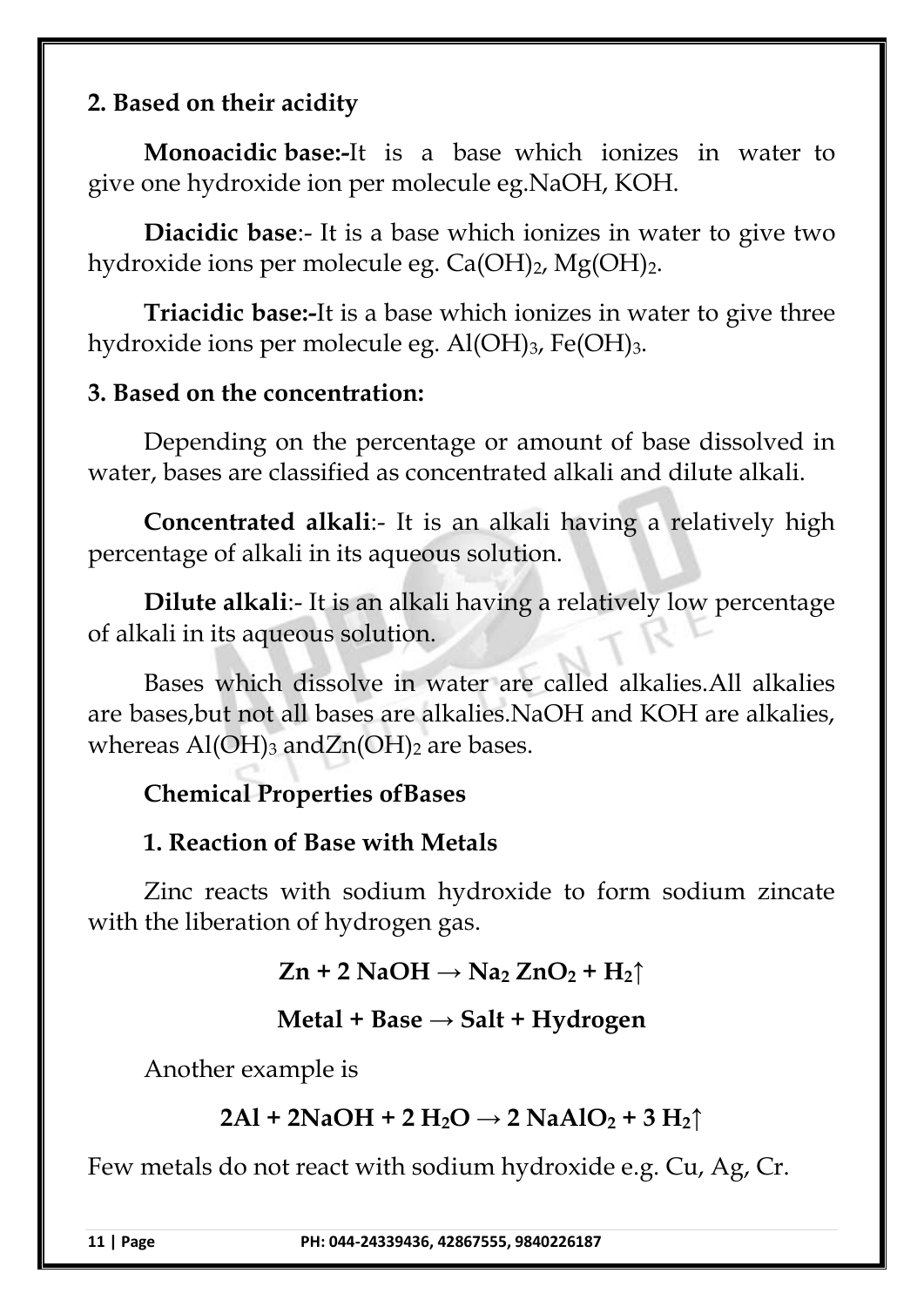**2. Based on their acidity**

**Monoacidic base:-**It is a base which ionizes in water to give one hydroxide ion per molecule eg.NaOH, KOH.

**Diacidic base**:- It is a base which ionizes in water to give two hydroxide ions per molecule eg. $Ca(OH)_2$, $Mg(OH)_2$.

**Triacidic base:-**It is a base which ionizes in water to give three hydroxide ions per molecule eg. $Al(OH)_3$, $Fe(OH)_3$.

**3. Based on the concentration:**

Depending on the percentage or amount of base dissolved in water, bases are classified as concentrated alkali and dilute alkali.

**Concentrated alkali**:- It is an alkali having a relatively high percentage of alkali in its aqueous solution.

**Dilute alkali**:- It is an alkali having a relatively low percentage of alkali in its aqueous solution.

Bases which dissolve in water are called alkalies.All alkalies are bases,but not all bases are alkalies.NaOH and KOH are alkalies, whereas $Al(OH)_3$ and$Zn(OH)_2$ are bases.

**Chemical Properties ofBases**

**1. Reaction of Base with Metals**

Zinc reacts with sodium hydroxide to form sodium zincate with the liberation of hydrogen gas.

$$Zn + 2\,NaOH \rightarrow Na_2\,ZnO_2 + H_2\uparrow$$

**Metal + Base → Salt + Hydrogen**

Another example is

$$2Al + 2NaOH + 2\,H_2O \rightarrow 2\,NaAlO_2 + 3\,H_2\uparrow$$

Few metals do not react with sodium hydroxide e.g. Cu, Ag, Cr.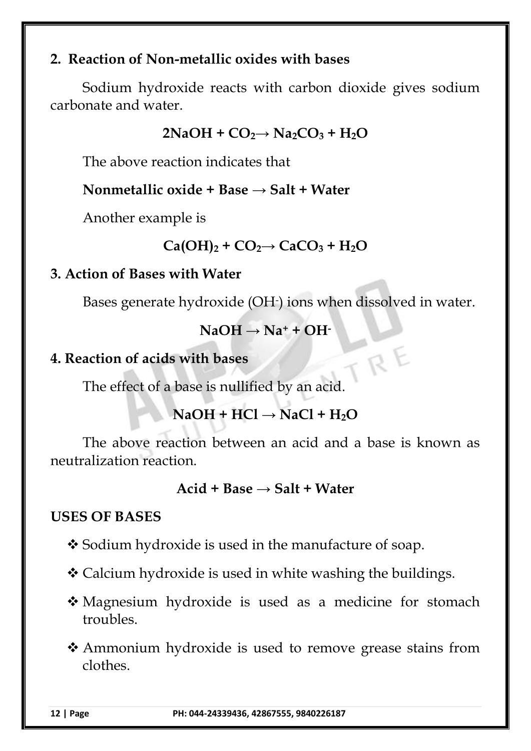## 2. Reaction of Non-metallic oxides with bases

Sodium hydroxide reacts with carbon dioxide gives sodium carbonate and water.

$$2NaOH + CO_2 \rightarrow Na_2CO_3 + H_2O$$

The above reaction indicates that

**Nonmetallic oxide + Base → Salt + Water**

Another example is

$$Ca(OH)_2 + CO_2 \rightarrow CaCO_3 + H_2O$$

## 3. Action of Bases with Water

Bases generate hydroxide ($OH^-$) ions when dissolved in water.

$$NaOH \rightarrow Na^+ + OH^-$$

## 4. Reaction of acids with bases

The effect of a base is nullified by an acid.

$$NaOH + HCl \rightarrow NaCl + H_2O$$

The above reaction between an acid and a base is known as neutralization reaction.

**Acid + Base → Salt + Water**

## USES OF BASES

- Sodium hydroxide is used in the manufacture of soap.
- Calcium hydroxide is used in white washing the buildings.
- Magnesium hydroxide is used as a medicine for stomach troubles.
- Ammonium hydroxide is used to remove grease stains from clothes.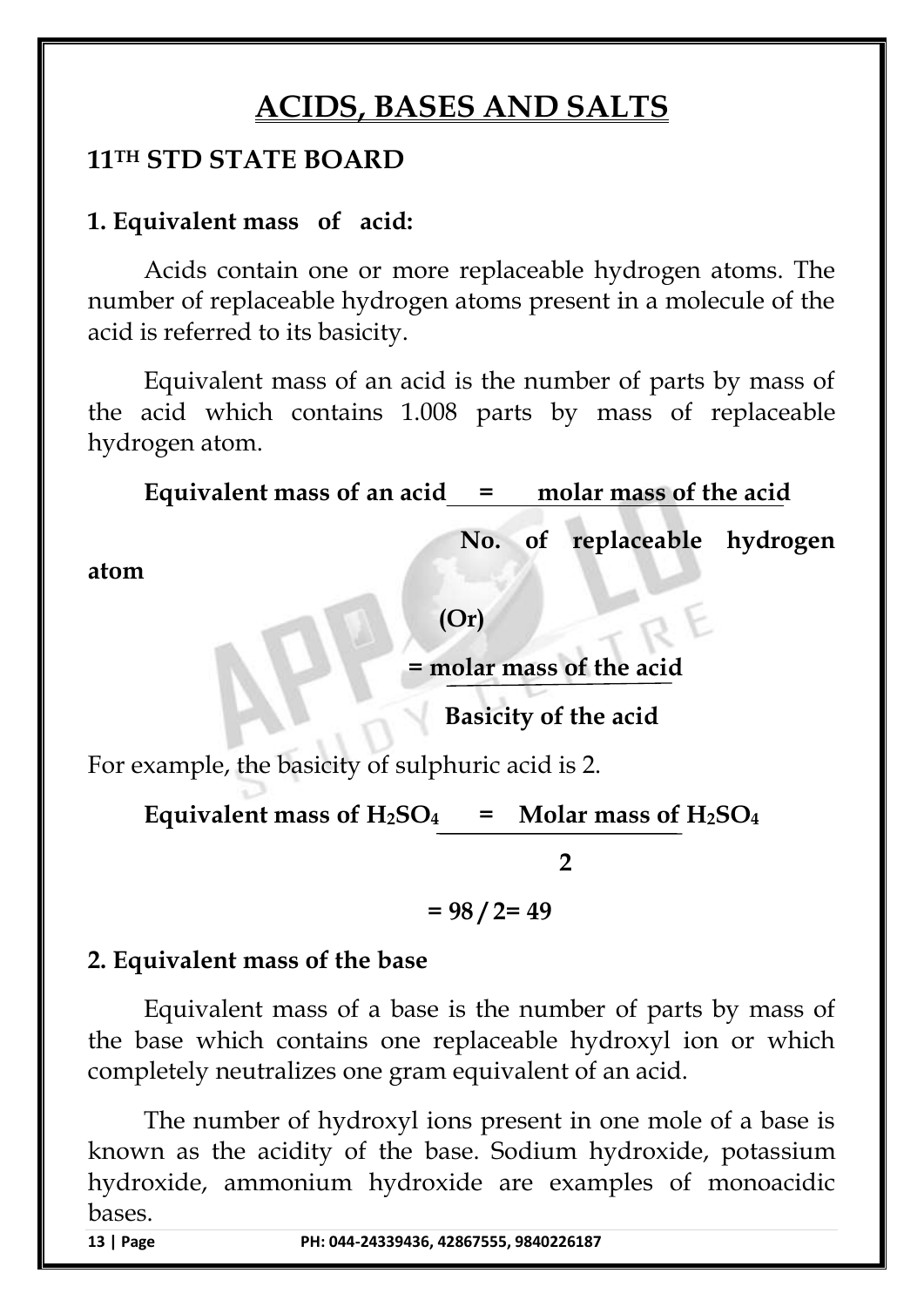# ACIDS, BASES AND SALTS

## 11TH STD STATE BOARD

### 1. Equivalent mass of acid:

Acids contain one or more replaceable hydrogen atoms. The number of replaceable hydrogen atoms present in a molecule of the acid is referred to its basicity.

Equivalent mass of an acid is the number of parts by mass of the acid which contains 1.008 parts by mass of replaceable hydrogen atom.

$$\textbf{Equivalent mass of an acid} = \frac{\textbf{molar mass of the acid}}{\textbf{No. of replaceable hydrogen atom}}$$

**(Or)**

$$= \frac{\textbf{molar mass of the acid}}{\textbf{Basicity of the acid}}$$

For example, the basicity of sulphuric acid is 2.

$$\textbf{Equivalent mass of } H_2SO_4 = \frac{\textbf{Molar mass of } H_2SO_4}{2}$$

$$= 98 / 2 = 49$$

### 2. Equivalent mass of the base

Equivalent mass of a base is the number of parts by mass of the base which contains one replaceable hydroxyl ion or which completely neutralizes one gram equivalent of an acid.

The number of hydroxyl ions present in one mole of a base is known as the acidity of the base. Sodium hydroxide, potassium hydroxide, ammonium hydroxide are examples of monoacidic bases.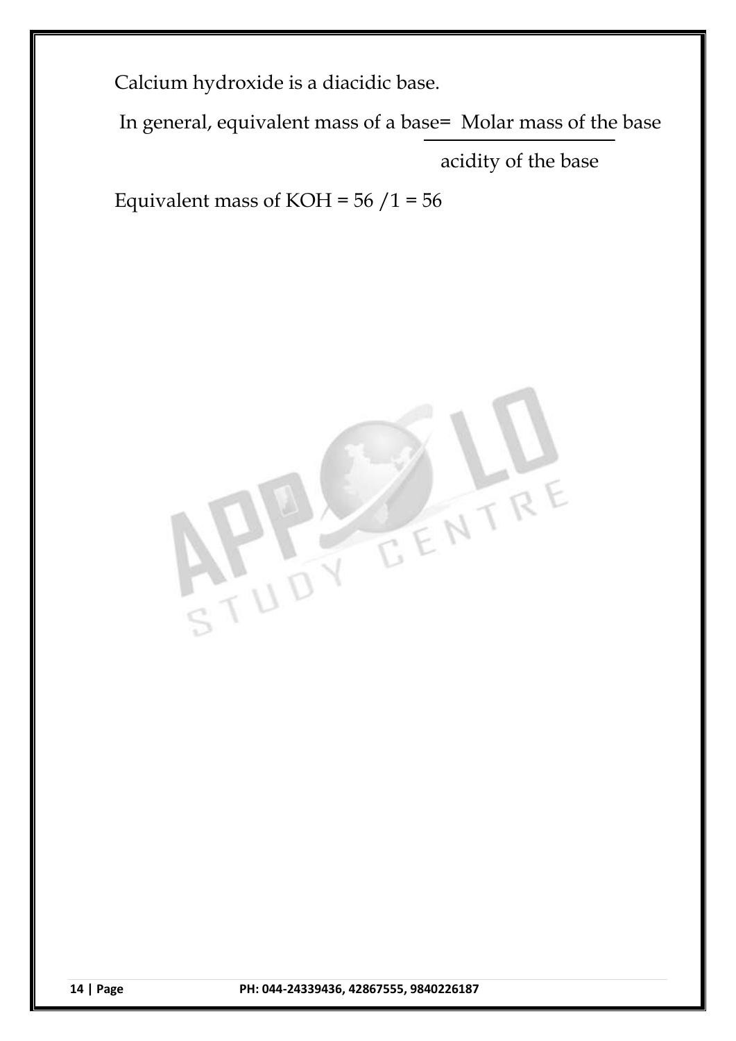Calcium hydroxide is a diacidic base.

In general, equivalent mass of a base $= \dfrac{\text{Molar mass of the base}}{\text{acidity of the base}}$

Equivalent mass of KOH = 56 /1 = 56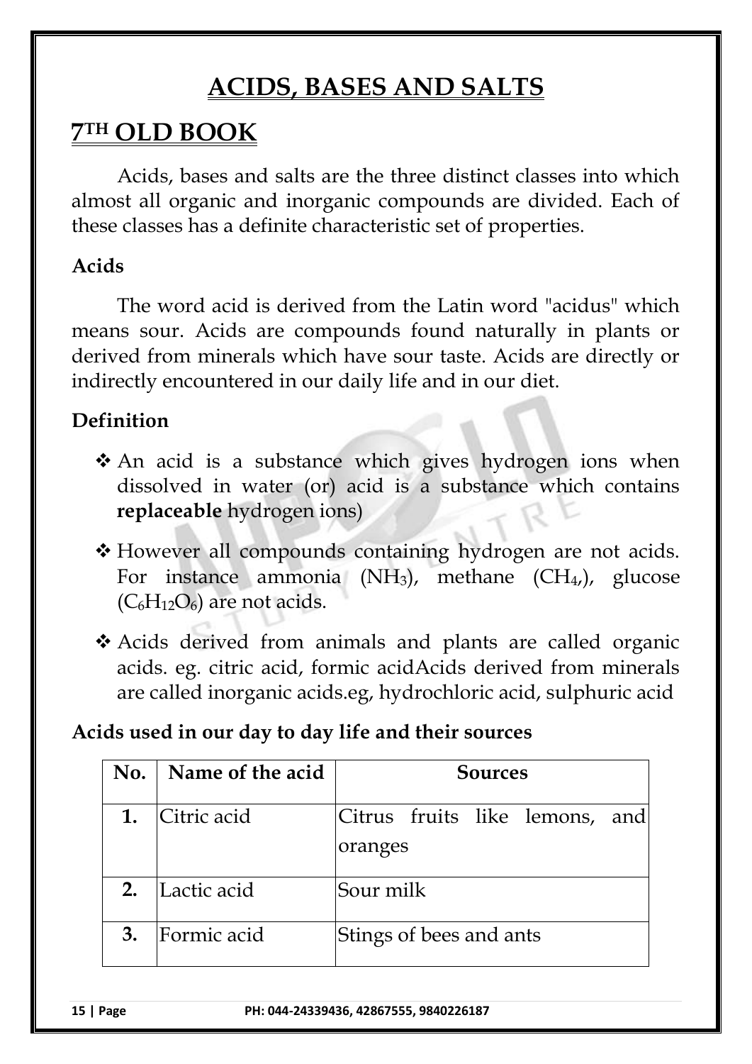# ACIDS, BASES AND SALTS

## 7TH OLD BOOK

Acids, bases and salts are the three distinct classes into which almost all organic and inorganic compounds are divided. Each of these classes has a definite characteristic set of properties.

### Acids

The word acid is derived from the Latin word "acidus" which means sour. Acids are compounds found naturally in plants or derived from minerals which have sour taste. Acids are directly or indirectly encountered in our daily life and in our diet.

### Definition

- An acid is a substance which gives hydrogen ions when dissolved in water (or) acid is a substance which contains **replaceable** hydrogen ions)
- However all compounds containing hydrogen are not acids. For instance ammonia ($NH_3$), methane ($CH_4$,), glucose ($C_6H_{12}O_6$) are not acids.
- Acids derived from animals and plants are called organic acids. eg. citric acid, formic acidAcids derived from minerals are called inorganic acids.eg, hydrochloric acid, sulphuric acid

### Acids used in our day to day life and their sources

| No. | Name of the acid | Sources |
|---|---|---|
| 1. | Citric acid | Citrus fruits like lemons, and oranges |
| 2. | Lactic acid | Sour milk |
| 3. | Formic acid | Stings of bees and ants |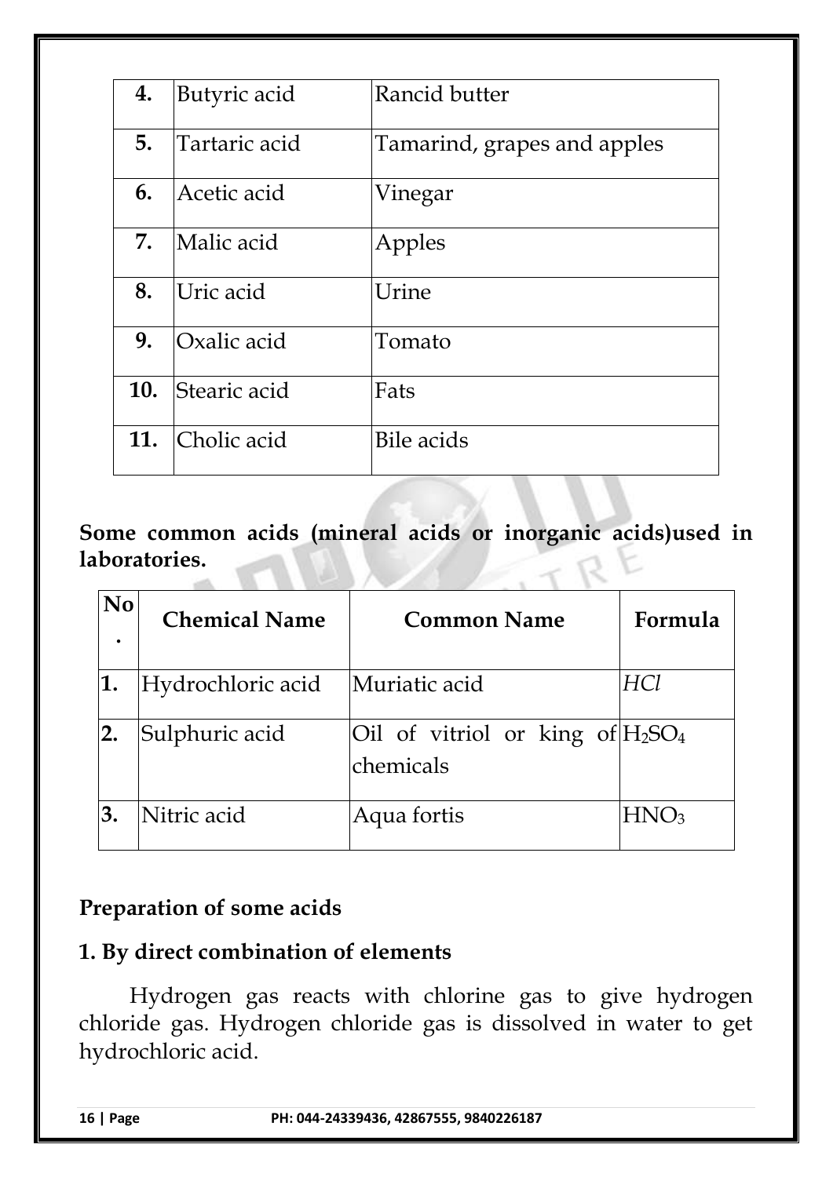| | | |
|---|---|---|
| **4.** | Butyric acid | Rancid butter |
| **5.** | Tartaric acid | Tamarind, grapes and apples |
| **6.** | Acetic acid | Vinegar |
| **7.** | Malic acid | Apples |
| **8.** | Uric acid | Urine |
| **9.** | Oxalic acid | Tomato |
| **10.** | Stearic acid | Fats |
| **11.** | Cholic acid | Bile acids |

**Some common acids (mineral acids or inorganic acids)used in laboratories.**

| No. | Chemical Name | Common Name | Formula |
|---|---|---|---|
| **1.** | Hydrochloric acid | Muriatic acid | $HCl$ |
| **2.** | Sulphuric acid | Oil of vitriol or king of chemicals | $H_2SO_4$ |
| **3.** | Nitric acid | Aqua fortis | $HNO_3$ |

## Preparation of some acids

### 1. By direct combination of elements

Hydrogen gas reacts with chlorine gas to give hydrogen chloride gas. Hydrogen chloride gas is dissolved in water to get hydrochloric acid.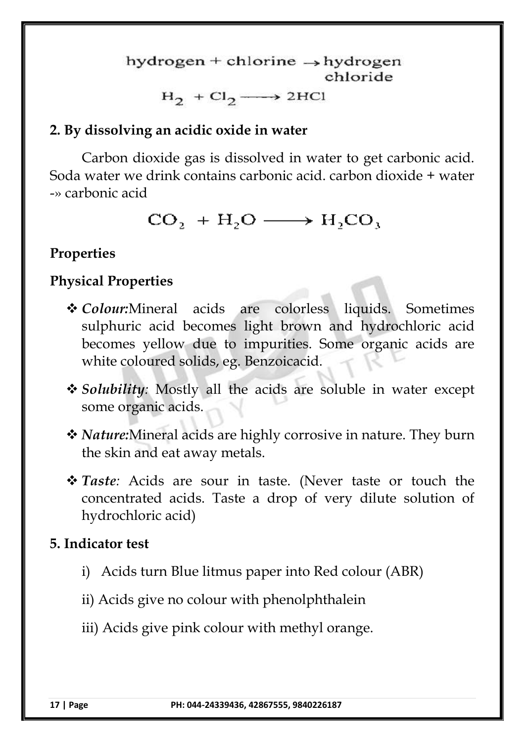hydrogen + chlorine → hydrogen chloride

$$H_2 + Cl_2 \longrightarrow 2HCl$$

## 2. By dissolving an acidic oxide in water

Carbon dioxide gas is dissolved in water to get carbonic acid. Soda water we drink contains carbonic acid. carbon dioxide + water -» carbonic acid

$$CO_2 + H_2O \longrightarrow H_2CO_3$$

## Properties

## Physical Properties

- ***Colour:***Mineral acids are colorless liquids. Sometimes sulphuric acid becomes light brown and hydrochloric acid becomes yellow due to impurities. Some organic acids are white coloured solids, eg. Benzoicacid.
- ***Solubility**:* Mostly all the acids are soluble in water except some organic acids.
- ***Nature:***Mineral acids are highly corrosive in nature. They burn the skin and eat away metals.
- ***Taste**:* Acids are sour in taste. (Never taste or touch the concentrated acids. Taste a drop of very dilute solution of hydrochloric acid)

## 5. Indicator test

i) Acids turn Blue litmus paper into Red colour (ABR)

ii) Acids give no colour with phenolphthalein

iii) Acids give pink colour with methyl orange.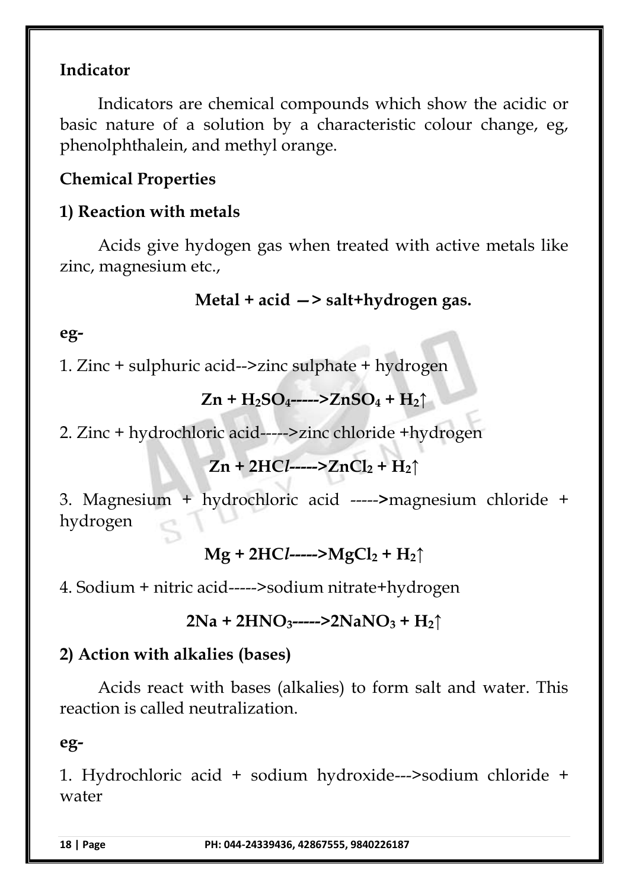### Indicator

Indicators are chemical compounds which show the acidic or basic nature of a solution by a characteristic colour change, eg, phenolphthalein, and methyl orange.

### Chemical Properties

#### 1) Reaction with metals

Acids give hydogen gas when treated with active metals like zinc, magnesium etc.,

**Metal + acid —> salt+hydrogen gas.**

**eg-**

1. Zinc + sulphuric acid-->zinc sulphate + hydrogen

$$Zn + H_2SO_4 \text{-----}> ZnSO_4 + H_2\uparrow$$

2. Zinc + hydrochloric acid----->zinc chloride +hydrogen

$$Zn + 2HCl \text{-----}> ZnCl_2 + H_2\uparrow$$

3. Magnesium + hydrochloric acid ----->magnesium chloride + hydrogen

$$Mg + 2HCl \text{-----}> MgCl_2 + H_2\uparrow$$

4. Sodium + nitric acid----->sodium nitrate+hydrogen

$$2Na + 2HNO_3 \text{-----}> 2NaNO_3 + H_2\uparrow$$

#### 2) Action with alkalies (bases)

Acids react with bases (alkalies) to form salt and water. This reaction is called neutralization.

**eg-**

1. Hydrochloric acid + sodium hydroxide--->sodium chloride + water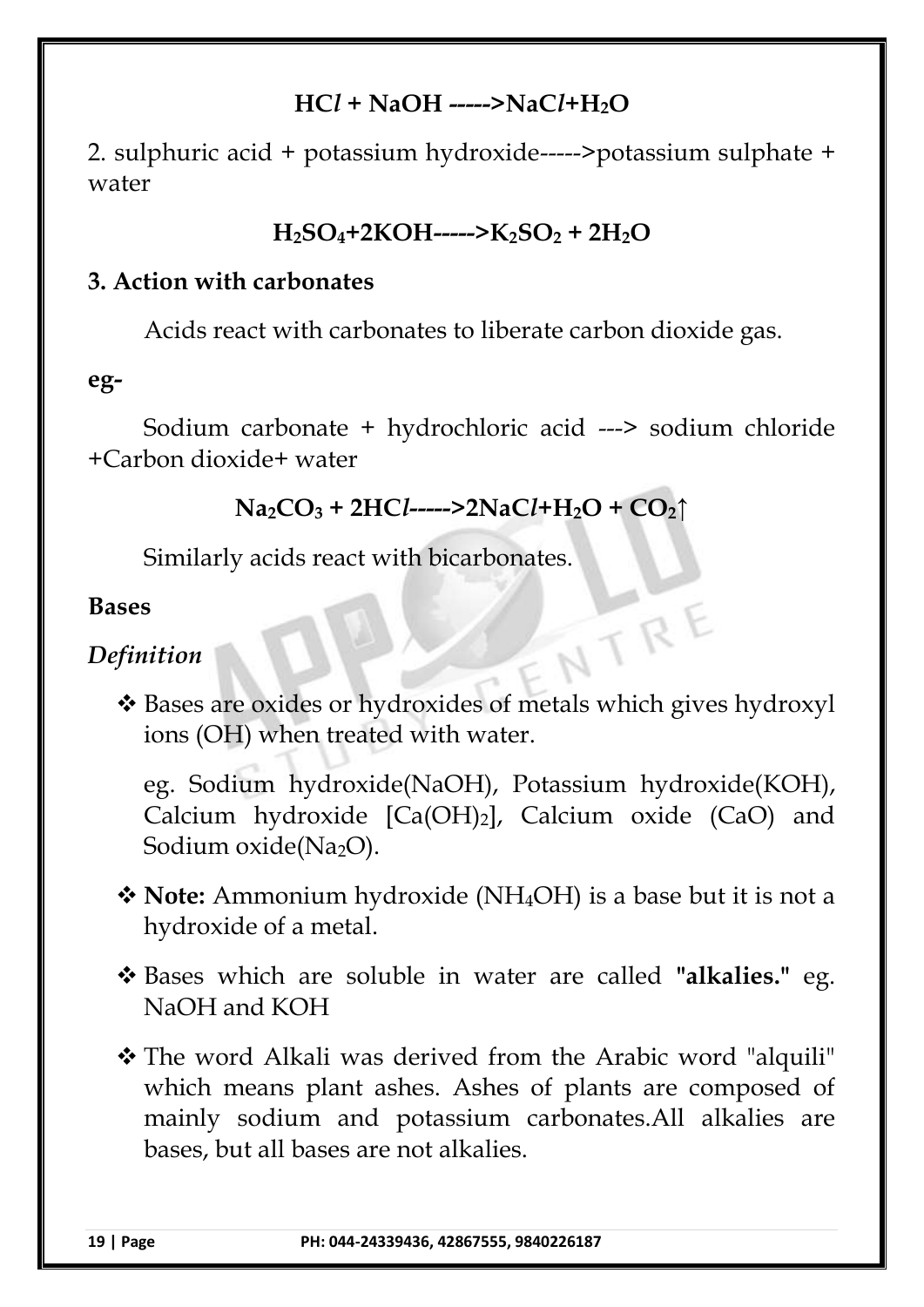$$HCl + NaOH \longrightarrow NaCl + H_2O$$

2. sulphuric acid + potassium hydroxide----->potassium sulphate + water

$$H_2SO_4 + 2KOH \longrightarrow K_2SO_2 + 2H_2O$$

### 3. Action with carbonates

Acids react with carbonates to liberate carbon dioxide gas.

**eg-**

Sodium carbonate + hydrochloric acid ---> sodium chloride +Carbon dioxide+ water

$$Na_2CO_3 + 2HCl \longrightarrow 2NaCl + H_2O + CO_2\uparrow$$

Similarly acids react with bicarbonates.

## Bases

### *Definition*

- Bases are oxides or hydroxides of metals which gives hydroxyl ions (OH) when treated with water.

  eg. Sodium hydroxide(NaOH), Potassium hydroxide(KOH), Calcium hydroxide [$Ca(OH)_2$], Calcium oxide (CaO) and Sodium oxide($Na_2O$).

- **Note:** Ammonium hydroxide ($NH_4OH$) is a base but it is not a hydroxide of a metal.

- Bases which are soluble in water are called **"alkalies."** eg. NaOH and KOH

- The word Alkali was derived from the Arabic word "alquili" which means plant ashes. Ashes of plants are composed of mainly sodium and potassium carbonates.All alkalies are bases, but all bases are not alkalies.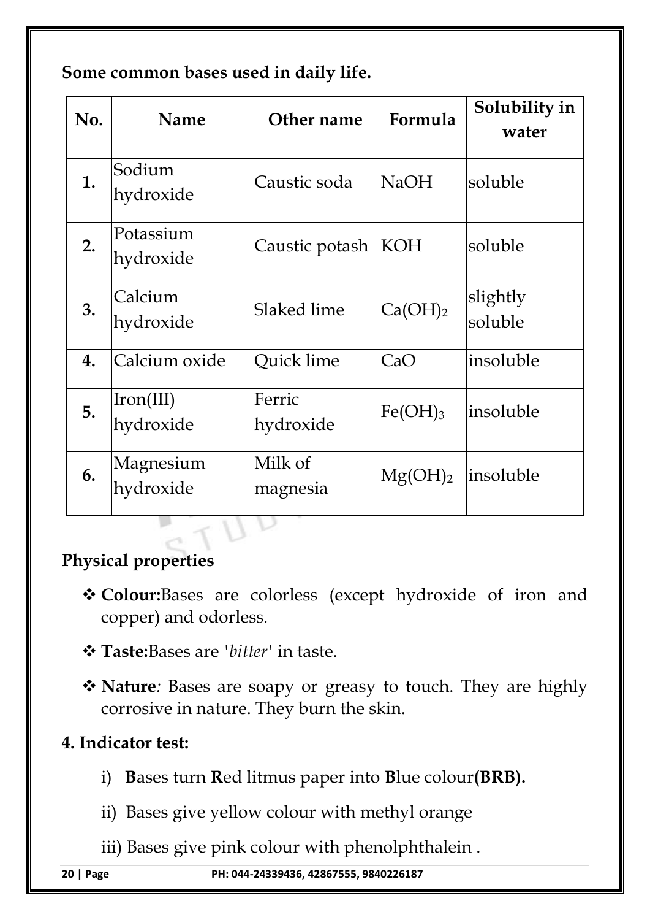**Some common bases used in daily life.**

| No. | Name | Other name | Formula | Solubility in water |
|---|---|---|---|---|
| **1.** | Sodium hydroxide | Caustic soda | $NaOH$ | soluble |
| **2.** | Potassium hydroxide | Caustic potash | $KOH$ | soluble |
| **3.** | Calcium hydroxide | Slaked lime | $Ca(OH)_2$ | slightly soluble |
| **4.** | Calcium oxide | Quick lime | $CaO$ | insoluble |
| **5.** | Iron(III) hydroxide | Ferric hydroxide | $Fe(OH)_3$ | insoluble |
| **6.** | Magnesium hydroxide | Milk of magnesia | $Mg(OH)_2$ | insoluble |

**Physical properties**

- **Colour:**Bases are colorless (except hydroxide of iron and copper) and odorless.
- **Taste:**Bases are *'bitter'* in taste.
- **Nature***:* Bases are soapy or greasy to touch. They are highly corrosive in nature. They burn the skin.

**4. Indicator test:**

i) **B**ases turn **R**ed litmus paper into **B**lue colour**(BRB).**

ii) Bases give yellow colour with methyl orange

iii) Bases give pink colour with phenolphthalein .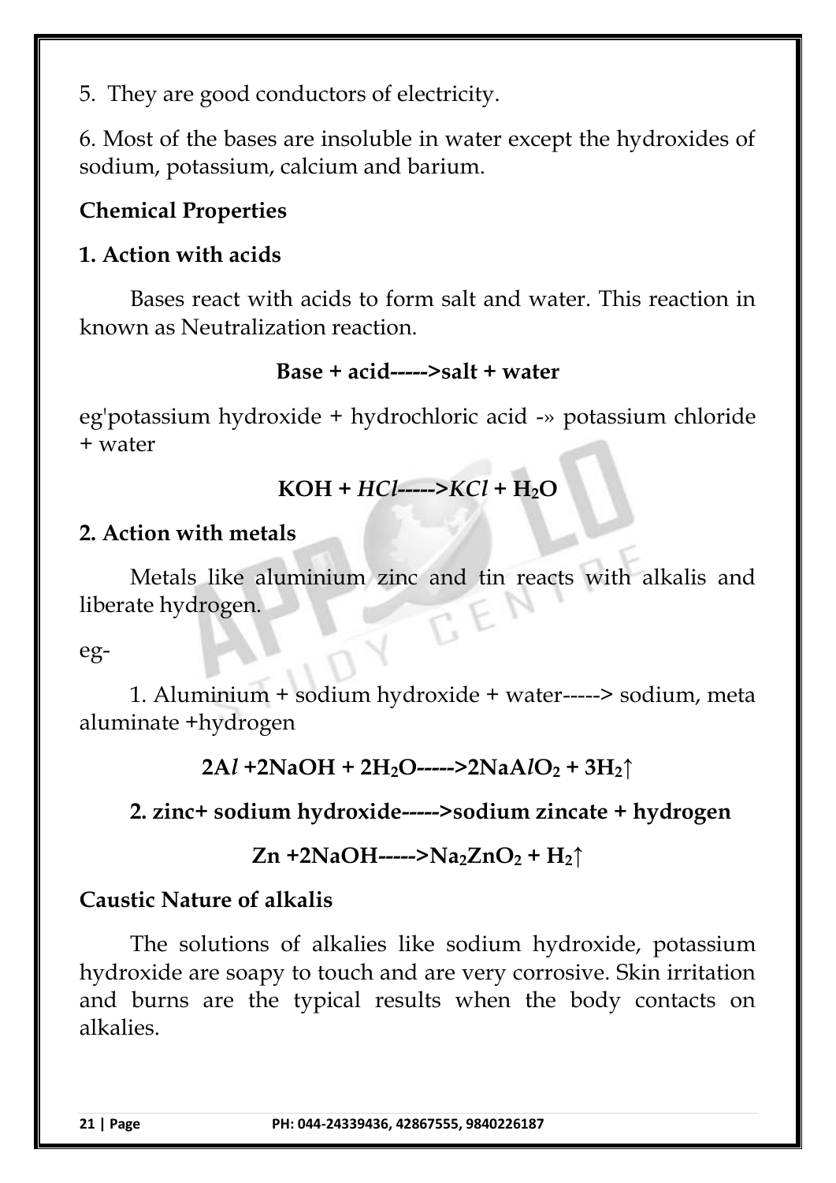5. They are good conductors of electricity.

6. Most of the bases are insoluble in water except the hydroxides of sodium, potassium, calcium and barium.

**Chemical Properties**

**1. Action with acids**

Bases react with acids to form salt and water. This reaction in known as Neutralization reaction.

**Base + acid----->salt + water**

eg'potassium hydroxide + hydrochloric acid -» potassium chloride + water

$$KOH + HCl \longrightarrow KCl + H_2O$$

**2. Action with metals**

Metals like aluminium zinc and tin reacts with alkalis and liberate hydrogen.

eg-

1. Aluminium + sodium hydroxide + water-----> sodium, meta aluminate +hydrogen

$$2Al + 2NaOH + 2H_2O \longrightarrow 2NaAlO_2 + 3H_2\uparrow$$

**2. zinc+ sodium hydroxide----->sodium zincate + hydrogen**

$$Zn + 2NaOH \longrightarrow Na_2ZnO_2 + H_2\uparrow$$

**Caustic Nature of alkalis**

The solutions of alkalies like sodium hydroxide, potassium hydroxide are soapy to touch and are very corrosive. Skin irritation and burns are the typical results when the body contacts on alkalies.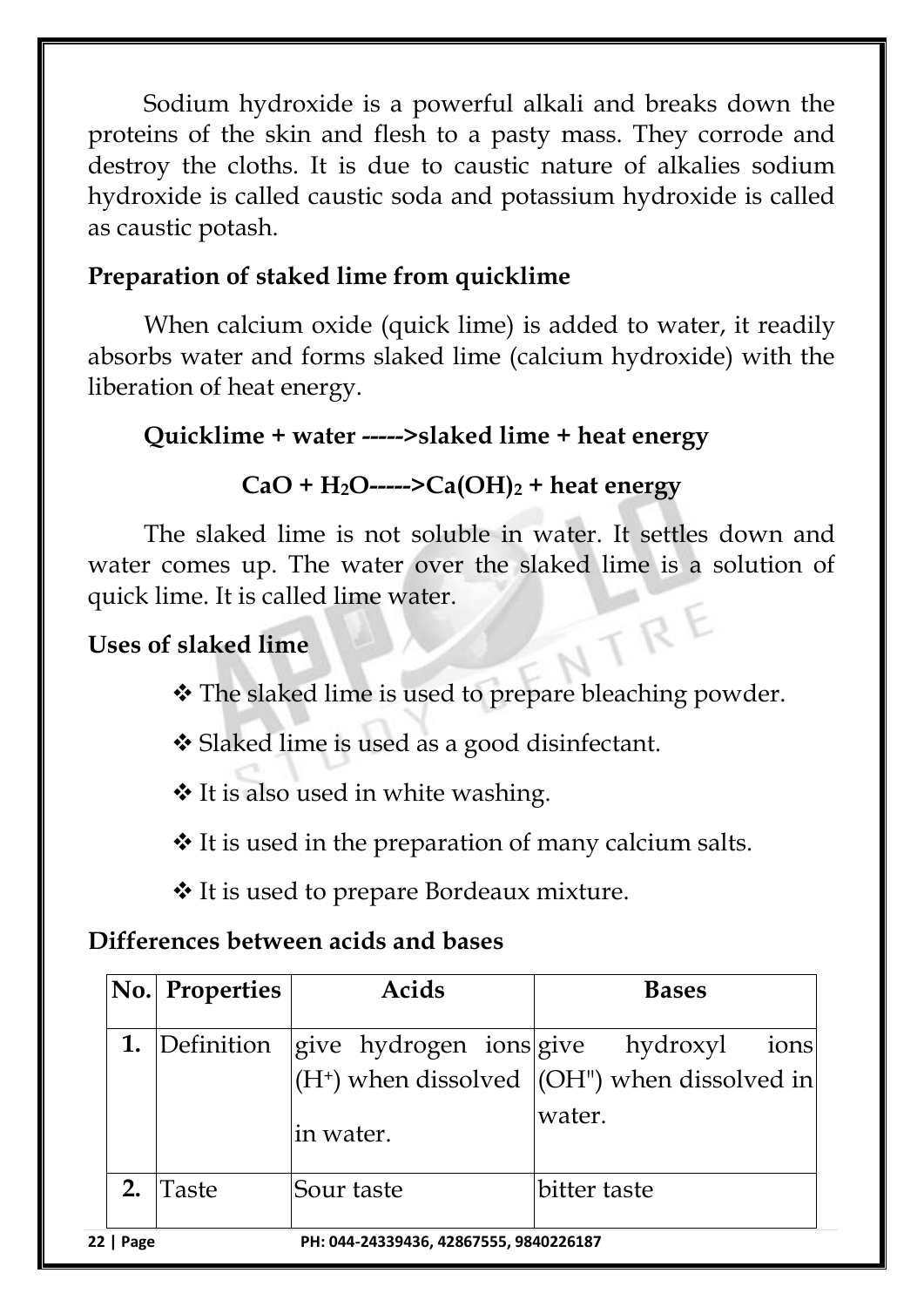Sodium hydroxide is a powerful alkali and breaks down the proteins of the skin and flesh to a pasty mass. They corrode and destroy the cloths. It is due to caustic nature of alkalies sodium hydroxide is called caustic soda and potassium hydroxide is called as caustic potash.

**Preparation of staked lime from quicklime**

When calcium oxide (quick lime) is added to water, it readily absorbs water and forms slaked lime (calcium hydroxide) with the liberation of heat energy.

**Quicklime + water ----->slaked lime + heat energy**

**$CaO + H_2O$----->$Ca(OH)_2$ + heat energy**

The slaked lime is not soluble in water. It settles down and water comes up. The water over the slaked lime is a solution of quick lime. It is called lime water.

**Uses of slaked lime**

- ❖ The slaked lime is used to prepare bleaching powder.
- ❖ Slaked lime is used as a good disinfectant.
- ❖ It is also used in white washing.
- ❖ It is used in the preparation of many calcium salts.
- ❖ It is used to prepare Bordeaux mixture.

**Differences between acids and bases**

| No. | Properties | Acids | Bases |
|---|---|---|---|
| **1.** | Definition | give hydrogen ions ($H^+$) when dissolved in water. | give hydroxyl ions (OH") when dissolved in water. |
| **2.** | Taste | Sour taste | bitter taste |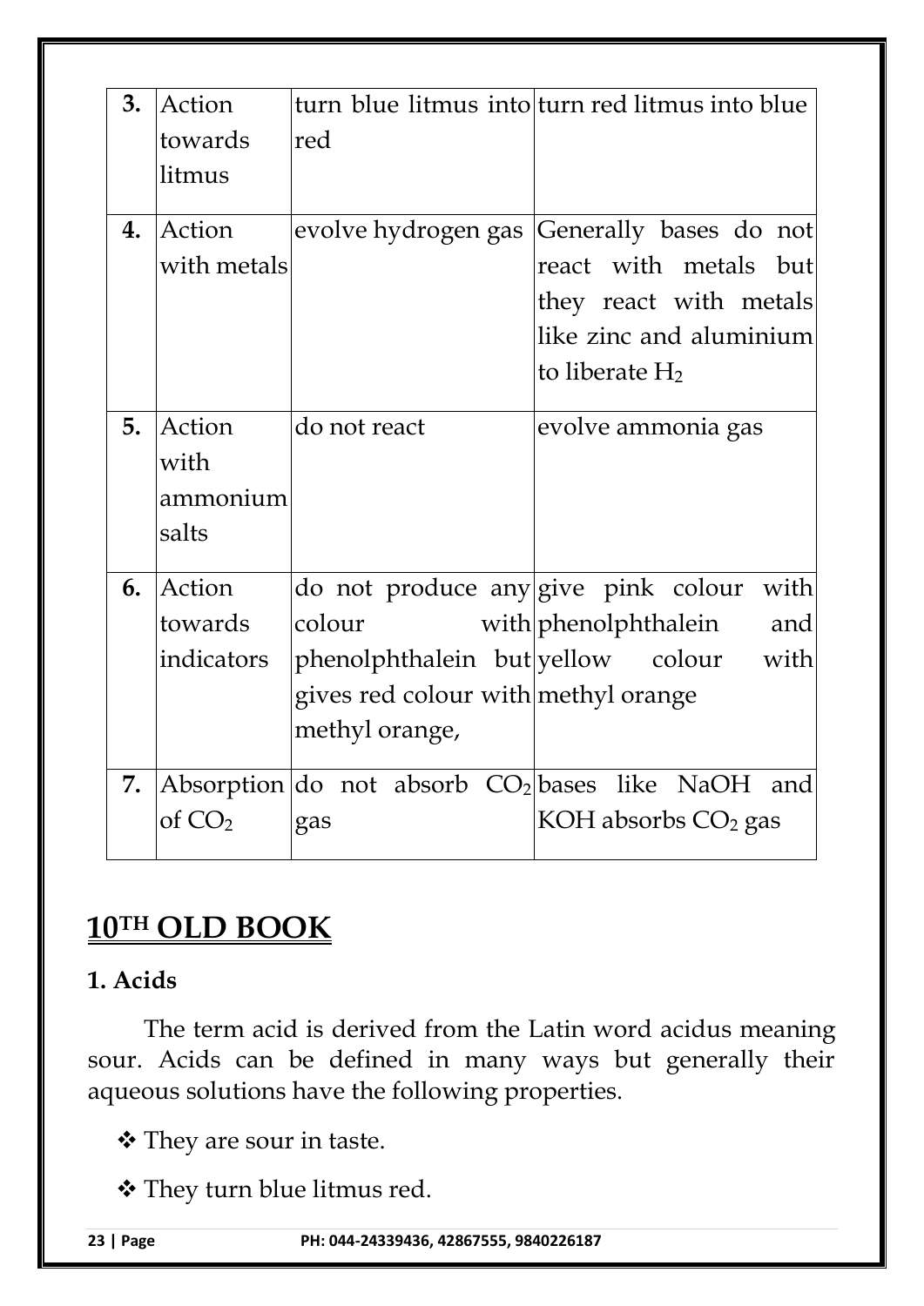| 3. | Action towards litmus | turn blue litmus into red | turn red litmus into blue |
|---|---|---|---|
| 4. | Action with metals | evolve hydrogen gas | Generally bases do not react with metals but they react with metals like zinc and aluminium to liberate $H_2$ |
| 5. | Action with ammonium salts | do not react | evolve ammonia gas |
| 6. | Action towards indicators | do not produce any colour with phenolphthalein but gives red colour with methyl orange, | give pink colour with phenolphthalein and yellow colour with methyl orange |
| 7. | Absorption of $CO_2$ | do not absorb $CO_2$ gas | bases like NaOH and KOH absorbs $CO_2$ gas |

# 10TH OLD BOOK

### 1. Acids

The term acid is derived from the Latin word acidus meaning sour. Acids can be defined in many ways but generally their aqueous solutions have the following properties.

- They are sour in taste.
- They turn blue litmus red.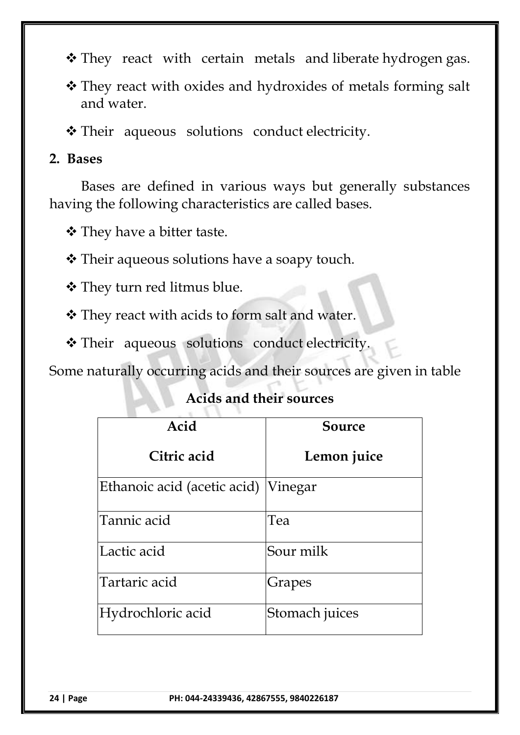- They react with certain metals and liberate hydrogen gas.
- They react with oxides and hydroxides of metals forming salt and water.
- Their aqueous solutions conduct electricity.

## 2. Bases

Bases are defined in various ways but generally substances having the following characteristics are called bases.

- They have a bitter taste.
- Their aqueous solutions have a soapy touch.
- They turn red litmus blue.
- They react with acids to form salt and water.
- Their aqueous solutions conduct electricity.

Some naturally occurring acids and their sources are given in table

**Acids and their sources**

| Acid | Source |
|---|---|
| **Citric acid** | **Lemon juice** |
| Ethanoic acid (acetic acid) | Vinegar |
| Tannic acid | Tea |
| Lactic acid | Sour milk |
| Tartaric acid | Grapes |
| Hydrochloric acid | Stomach juices |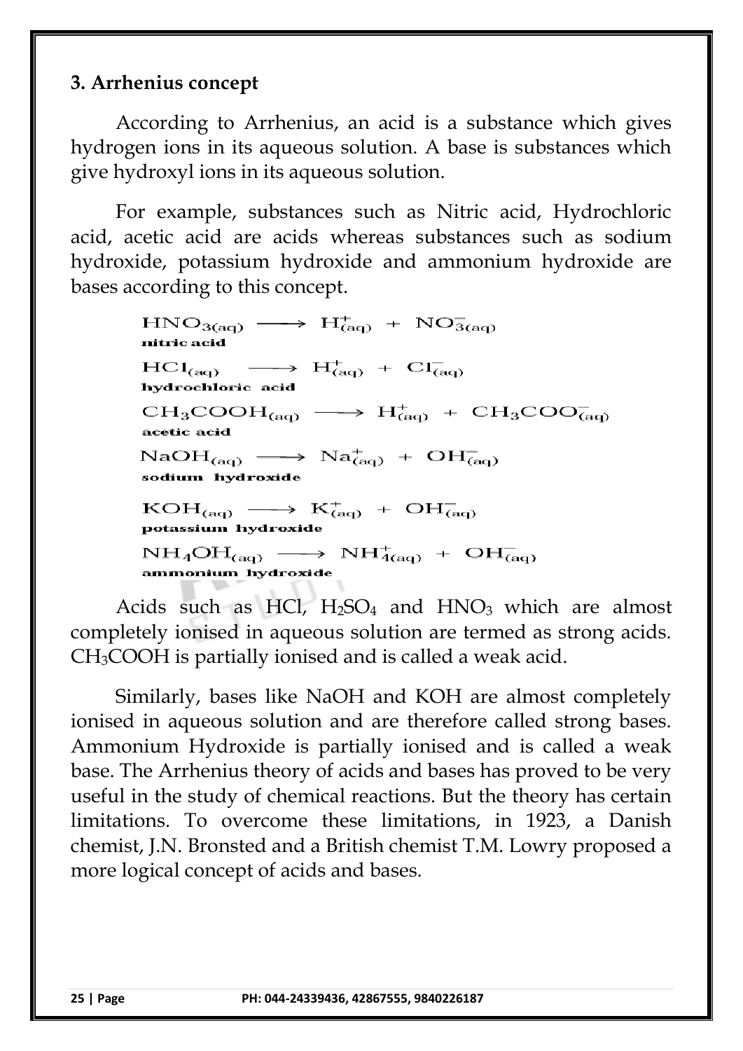### 3. Arrhenius concept

According to Arrhenius, an acid is a substance which gives hydrogen ions in its aqueous solution. A base is substances which give hydroxyl ions in its aqueous solution.

For example, substances such as Nitric acid, Hydrochloric acid, acetic acid are acids whereas substances such as sodium hydroxide, potassium hydroxide and ammonium hydroxide are bases according to this concept.

$$HNO_{3(aq)} \longrightarrow H^+_{(aq)} + NO^-_{3(aq)}$$
nitric acid

$$HCl_{(aq)} \longrightarrow H^+_{(aq)} + Cl^-_{(aq)}$$
hydrochloric acid

$$CH_3COOH_{(aq)} \longrightarrow H^+_{(aq)} + CH_3COO^-_{(aq)}$$
acetic acid

$$NaOH_{(aq)} \longrightarrow Na^+_{(aq)} + OH^-_{(aq)}$$
sodium hydroxide

$$KOH_{(aq)} \longrightarrow K^+_{(aq)} + OH^-_{(aq)}$$
potassium hydroxide

$$NH_4OH_{(aq)} \longrightarrow NH^+_{4(aq)} + OH^-_{(aq)}$$
ammonium hydroxide

Acids such as HCl, $H_2SO_4$ and $HNO_3$ which are almost completely ionised in aqueous solution are termed as strong acids. $CH_3COOH$ is partially ionised and is called a weak acid.

Similarly, bases like NaOH and KOH are almost completely ionised in aqueous solution and are therefore called strong bases. Ammonium Hydroxide is partially ionised and is called a weak base. The Arrhenius theory of acids and bases has proved to be very useful in the study of chemical reactions. But the theory has certain limitations. To overcome these limitations, in 1923, a Danish chemist, J.N. Bronsted and a British chemist T.M. Lowry proposed a more logical concept of acids and bases.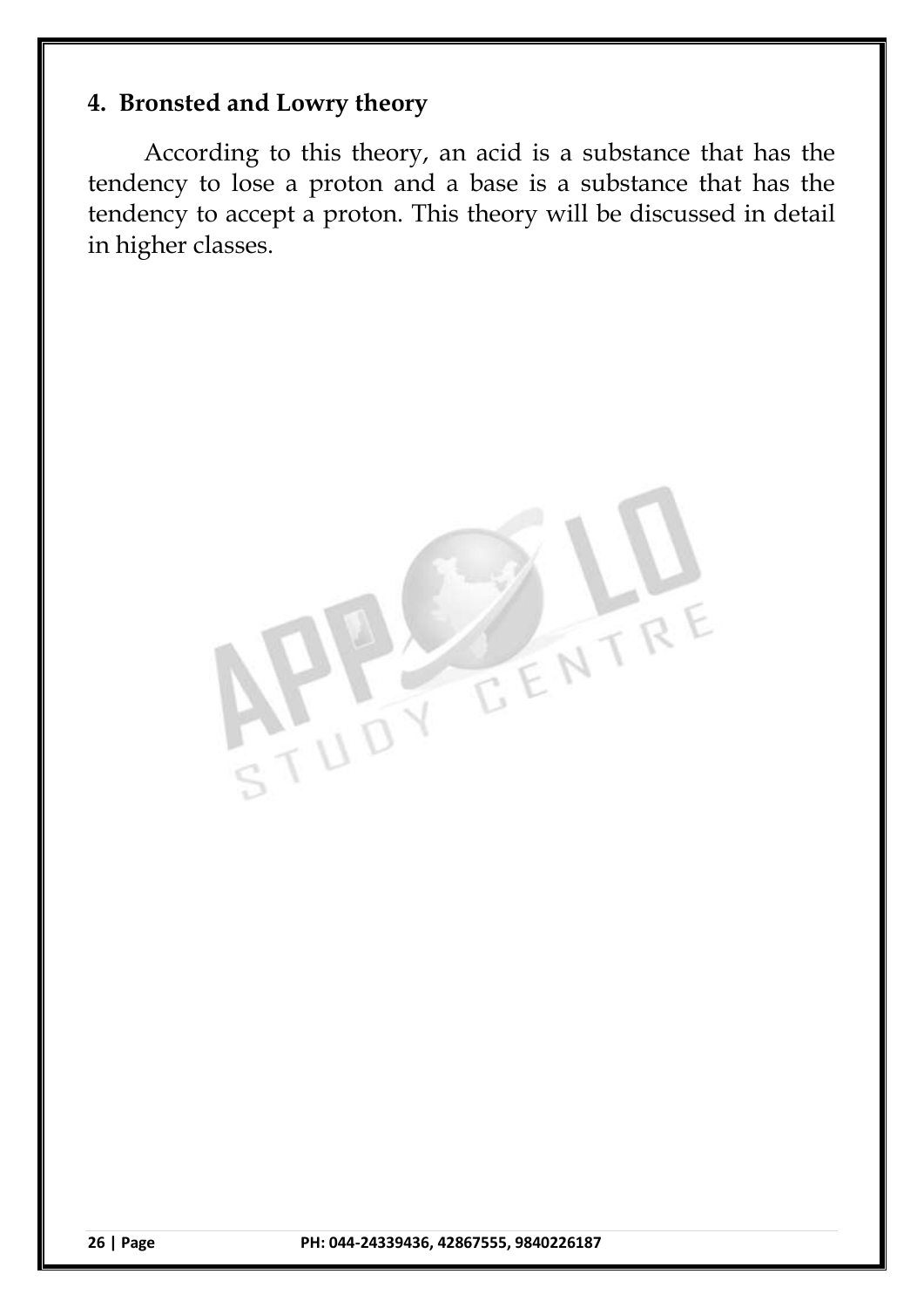## 4. Bronsted and Lowry theory

According to this theory, an acid is a substance that has the tendency to lose a proton and a base is a substance that has the tendency to accept a proton. This theory will be discussed in detail in higher classes.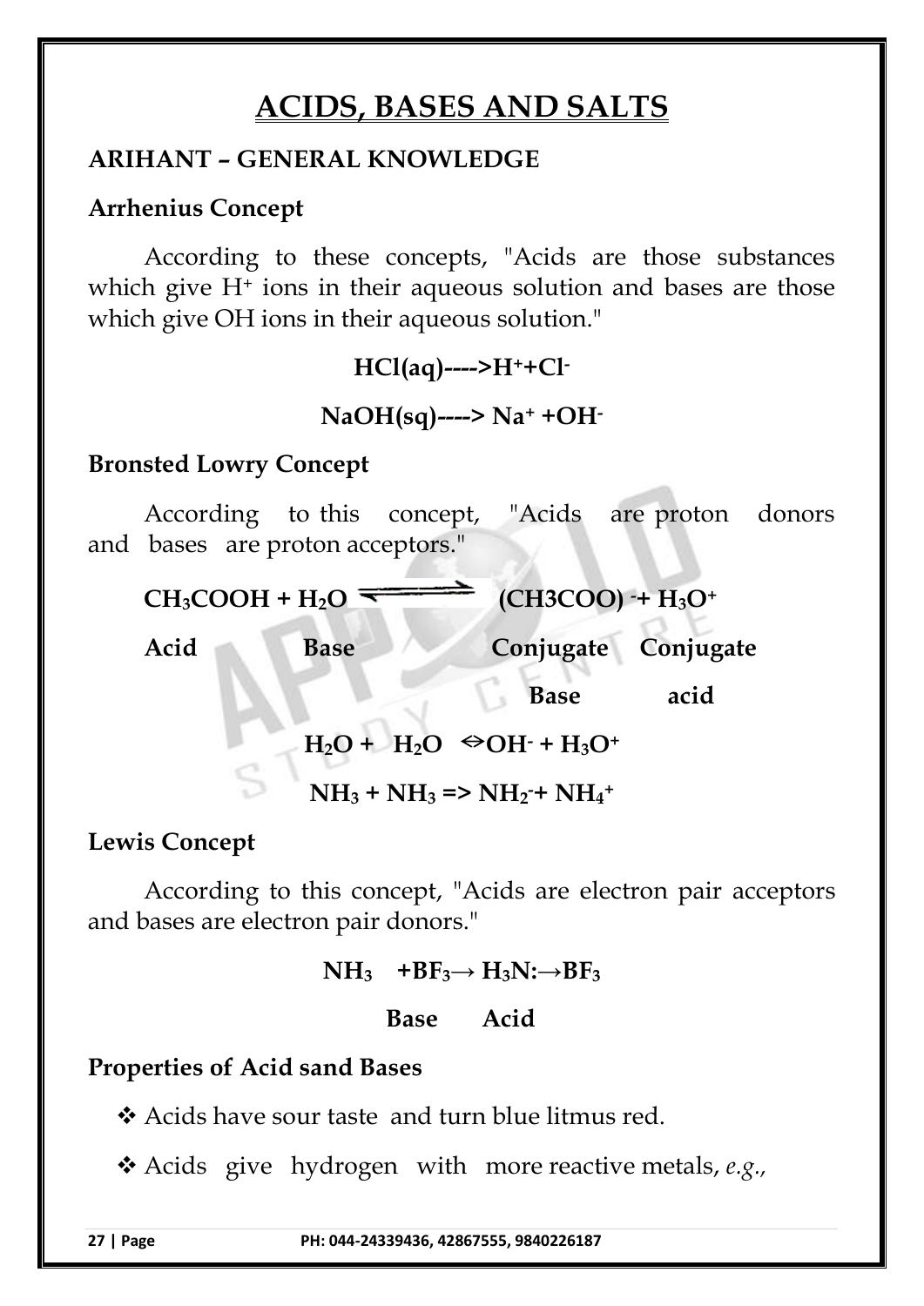# ACIDS, BASES AND SALTS

## ARIHANT – GENERAL KNOWLEDGE

### Arrhenius Concept

According to these concepts, "Acids are those substances which give $H^+$ ions in their aqueous solution and bases are those which give OH ions in their aqueous solution."

$$HCl(aq) \longrightarrow H^+ + Cl^-$$

$$NaOH(sq) \longrightarrow Na^+ + OH^-$$

### Bronsted Lowry Concept

According to this concept, "Acids are proton donors and bases are proton acceptors."

$$CH_3COOH + H_2O \rightleftharpoons (CH3COO)^- + H_3O^+$$

| Acid | Base | Conjugate Base | Conjugate acid |
|---|---|---|---|

$$H_2O + H_2O \Leftrightarrow OH^- + H_3O^+$$

$$NH_3 + NH_3 \Rightarrow NH_2^- + NH_4^+$$

### Lewis Concept

According to this concept, "Acids are electron pair acceptors and bases are electron pair donors."

$$NH_3 + BF_3 \rightarrow H_3N: \rightarrow BF_3$$

| Base | Acid |
|---|---|

### Properties of Acid sand Bases

- Acids have sour taste and turn blue litmus red.
- Acids give hydrogen with more reactive metals, *e.g.*,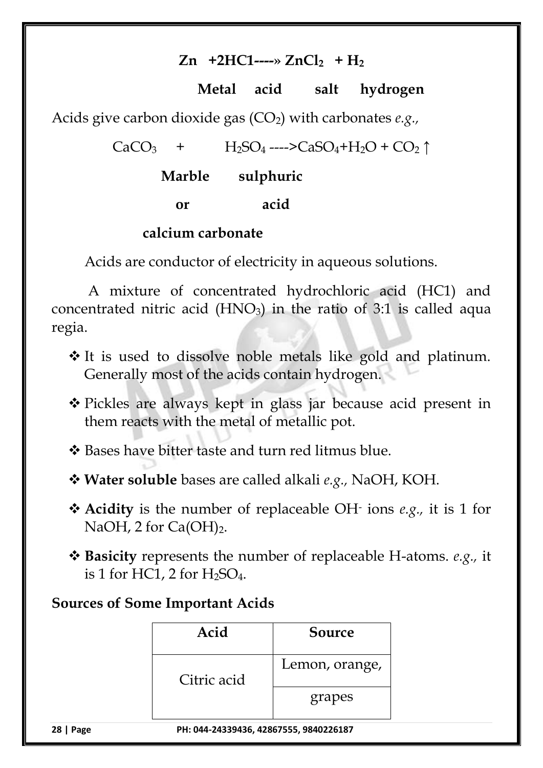$$Zn + 2HC1 \text{----»} ZnCl_2 + H_2$$

**Metal acid salt hydrogen**

Acids give carbon dioxide gas ($CO_2$) with carbonates *e.g.*,

$$CaCO_3 + H_2SO_4 \text{---->} CaSO_4 + H_2O + CO_2 \uparrow$$

**Marble or calcium carbonate** &nbsp;&nbsp; **sulphuric acid**

Acids are conductor of electricity in aqueous solutions.

A mixture of concentrated hydrochloric acid (HC1) and concentrated nitric acid ($HNO_3$) in the ratio of 3:1 is called aqua regia.

- It is used to dissolve noble metals like gold and platinum. Generally most of the acids contain hydrogen.
- Pickles are always kept in glass jar because acid present in them reacts with the metal of metallic pot.
- Bases have bitter taste and turn red litmus blue.
- **Water soluble** bases are called alkali *e.g.,* NaOH, KOH.
- **Acidity** is the number of replaceable $OH^-$ ions *e.g.,* it is 1 for NaOH, 2 for $Ca(OH)_2$.
- **Basicity** represents the number of replaceable H-atoms. *e.g.,* it is 1 for HC1, 2 for $H_2SO_4$.

## Sources of Some Important Acids

| Acid | Source |
|---|---|
| Citric acid | Lemon, orange, |
| | grapes |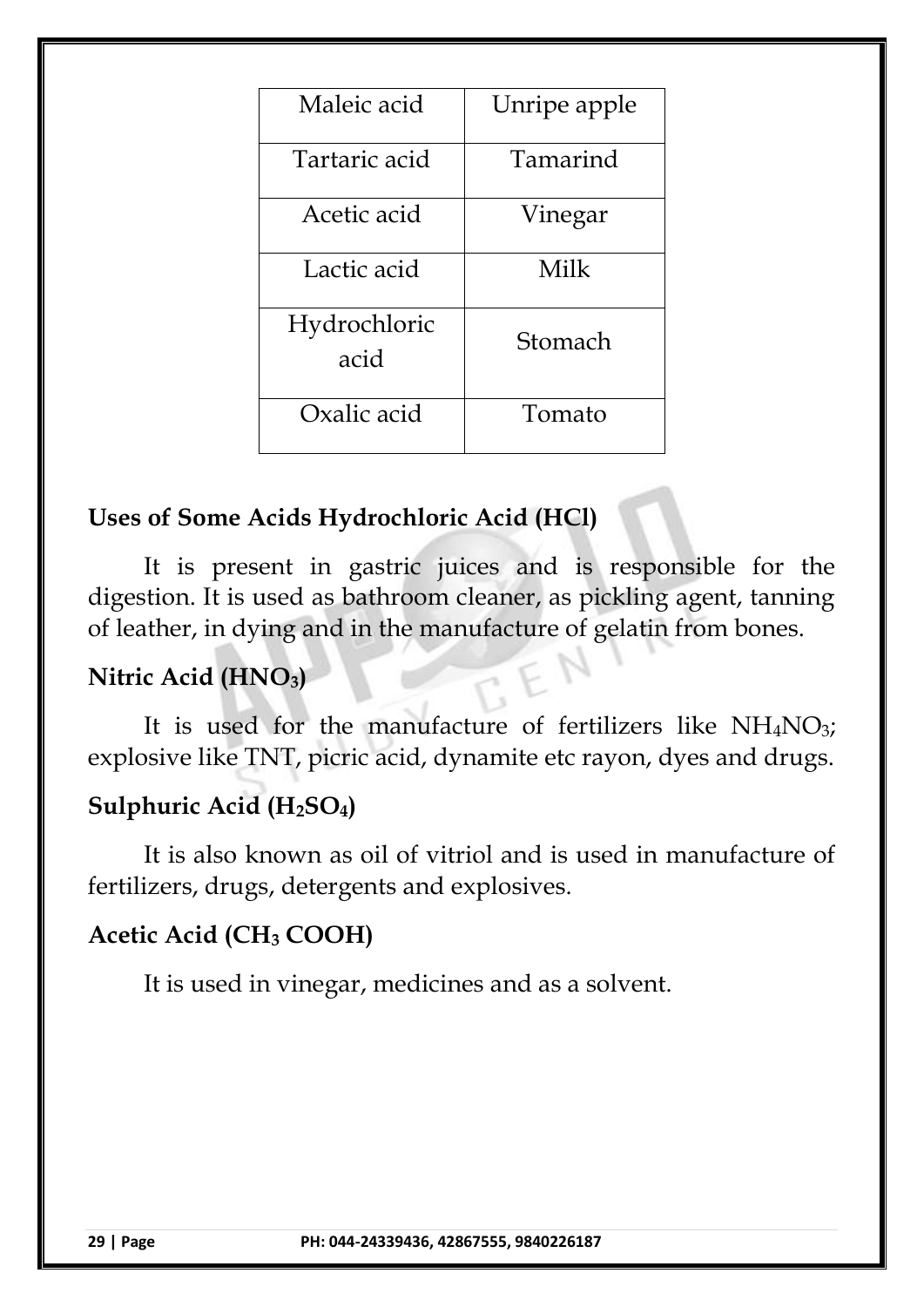| Maleic acid | Unripe apple |
|---|---|
| Tartaric acid | Tamarind |
| Acetic acid | Vinegar |
| Lactic acid | Milk |
| Hydrochloric acid | Stomach |
| Oxalic acid | Tomato |

### Uses of Some Acids Hydrochloric Acid (HCl)

It is present in gastric juices and is responsible for the digestion. It is used as bathroom cleaner, as pickling agent, tanning of leather, in dying and in the manufacture of gelatin from bones.

### Nitric Acid ($HNO_3$)

It is used for the manufacture of fertilizers like $NH_4NO_3$; explosive like TNT, picric acid, dynamite etc rayon, dyes and drugs.

### Sulphuric Acid ($H_2SO_4$)

It is also known as oil of vitriol and is used in manufacture of fertilizers, drugs, detergents and explosives.

### Acetic Acid ($CH_3$ COOH)

It is used in vinegar, medicines and as a solvent.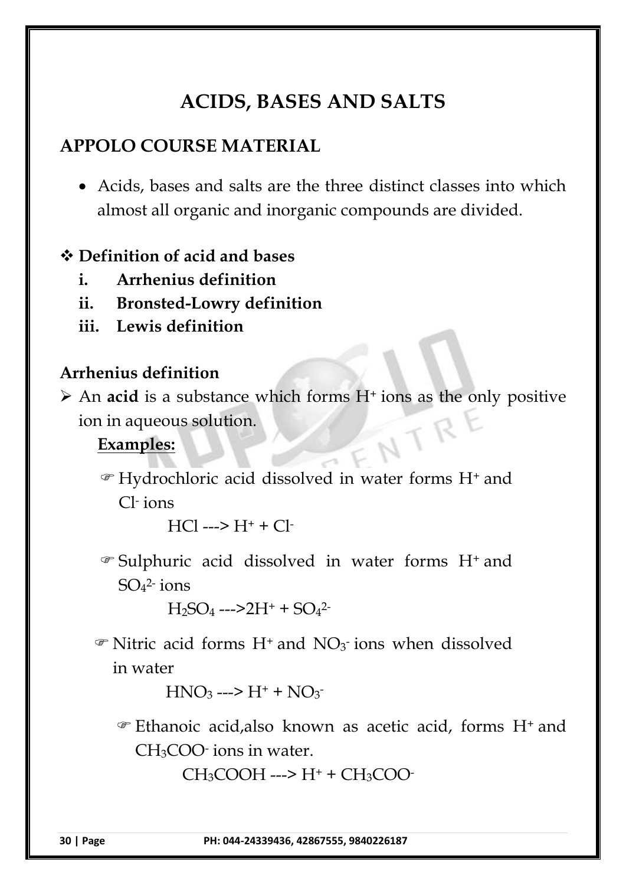# ACIDS, BASES AND SALTS

## APPOLO COURSE MATERIAL

- Acids, bases and salts are the three distinct classes into which almost all organic and inorganic compounds are divided.

### ❖ Definition of acid and bases

i. **Arrhenius definition**
ii. **Bronsted-Lowry definition**
iii. **Lewis definition**

### Arrhenius definition

➢ An **acid** is a substance which forms $H^+$ ions as the only positive ion in aqueous solution.

**Examples:**

☞ Hydrochloric acid dissolved in water forms $H^+$ and $Cl^-$ ions

$$HCl \text{ ---> } H^+ + Cl^-$$

☞ Sulphuric acid dissolved in water forms $H^+$ and $SO_4^{2-}$ ions

$$H_2SO_4 \text{ --->} 2H^+ + SO_4^{2-}$$

☞ Nitric acid forms $H^+$ and $NO_3^-$ ions when dissolved in water

$$HNO_3 \text{ ---> } H^+ + NO_3^-$$

☞ Ethanoic acid,also known as acetic acid, forms $H^+$ and $CH_3COO^-$ ions in water.

$$CH_3COOH \text{ ---> } H^+ + CH_3COO^-$$

PH: 044-24339436, 42867555, 9840226187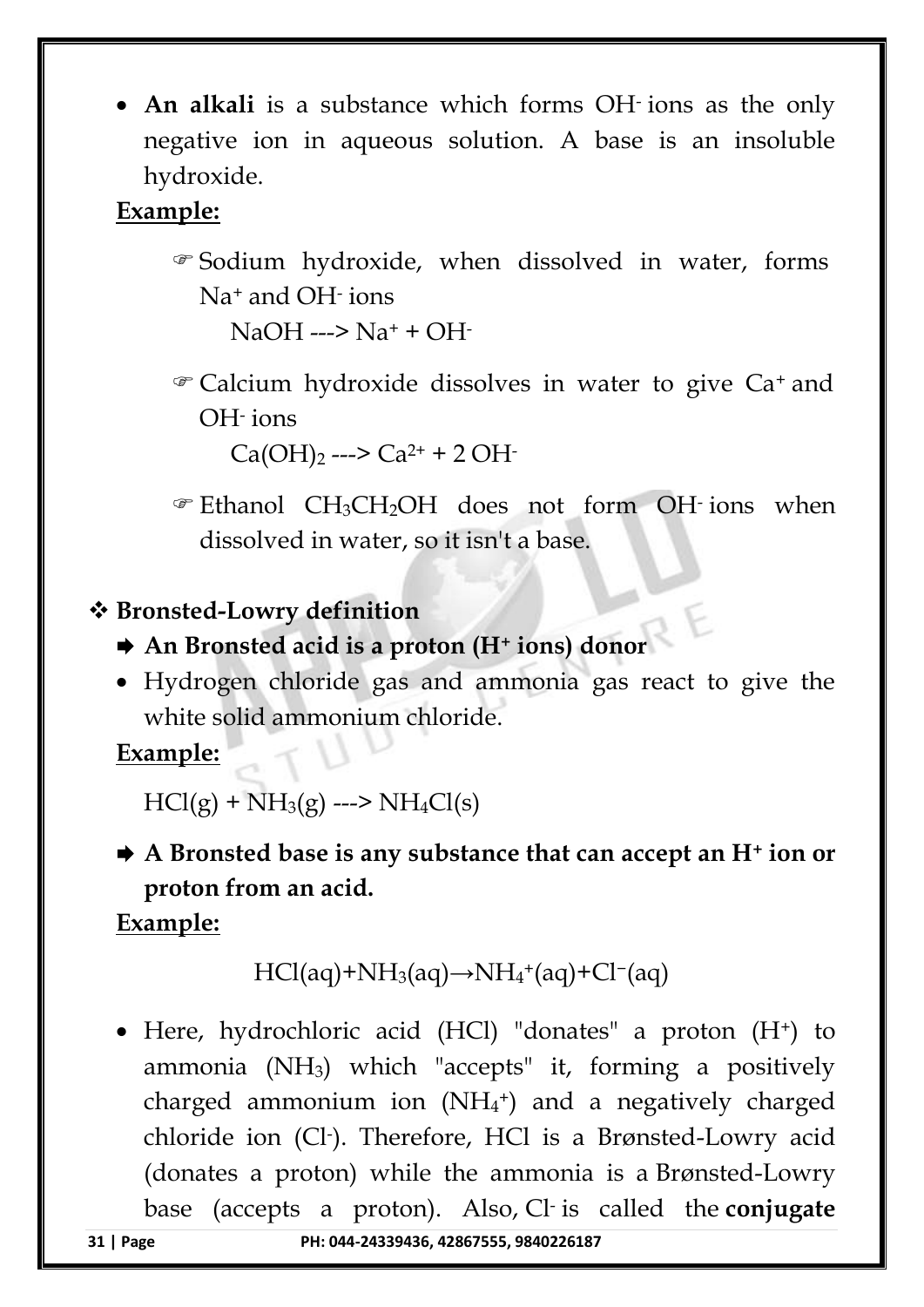- **An alkali** is a substance which forms $OH^-$ ions as the only negative ion in aqueous solution. A base is an insoluble hydroxide.

**Example:**

- ☞ Sodium hydroxide, when dissolved in water, forms $Na^+$ and $OH^-$ ions

  $NaOH \dashrightarrow Na^+ + OH^-$

- ☞ Calcium hydroxide dissolves in water to give $Ca^+$ and $OH^-$ ions

  $Ca(OH)_2 \dashrightarrow Ca^{2+} + 2\,OH^-$

- ☞ Ethanol $CH_3CH_2OH$ does not form $OH^-$ ions when dissolved in water, so it isn't a base.

## ❖ Bronsted-Lowry definition

➡ **An Bronsted acid is a proton ($H^+$ ions) donor**

- Hydrogen chloride gas and ammonia gas react to give the white solid ammonium chloride.

**Example:**

$HCl(g) + NH_3(g) \dashrightarrow NH_4Cl(s)$

➡ **A Bronsted base is any substance that can accept an $H^+$ ion or proton from an acid.**

**Example:**

$$HCl(aq)+NH_3(aq)\rightarrow NH_4^+(aq)+Cl^-(aq)$$

- Here, hydrochloric acid (HCl) "donates" a proton ($H^+$) to ammonia ($NH_3$) which "accepts" it, forming a positively charged ammonium ion ($NH_4^+$) and a negatively charged chloride ion ($Cl^-$). Therefore, HCl is a Brønsted-Lowry acid (donates a proton) while the ammonia is a Brønsted-Lowry base (accepts a proton). Also, $Cl^-$ is called the **conjugate**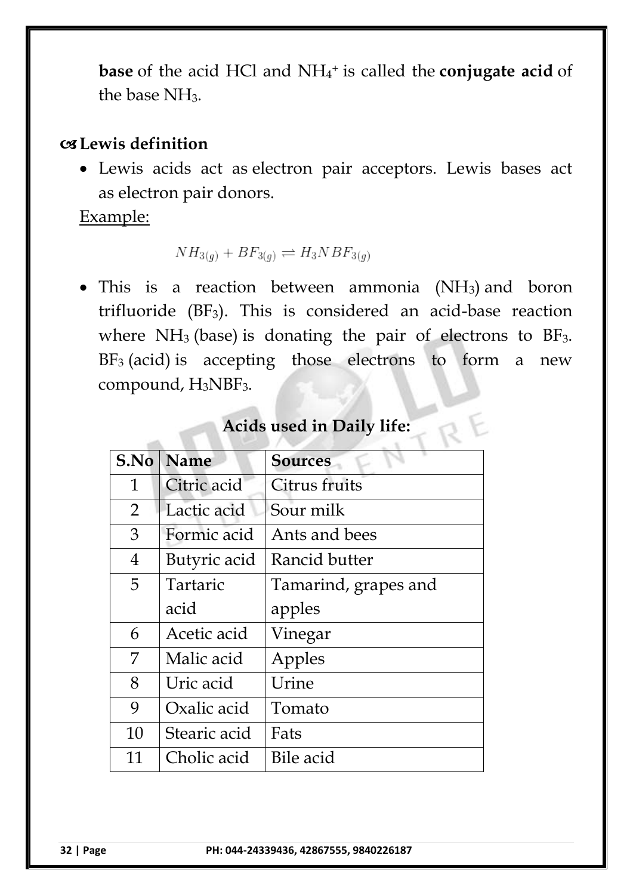**base** of the acid HCl and $NH_4^+$ is called the **conjugate acid** of the base $NH_3$.

### ☙ Lewis definition

- Lewis acids act as electron pair acceptors. Lewis bases act as electron pair donors.

<u>Example:</u>

$$NH_{3(g)} + BF_{3(g)} \rightleftharpoons H_3NBF_{3(g)}$$

- This is a reaction between ammonia ($NH_3$) and boron trifluoride ($BF_3$). This is considered an acid-base reaction where $NH_3$ (base) is donating the pair of electrons to $BF_3$. $BF_3$ (acid) is accepting those electrons to form a new compound, $H_3NBF_3$.

### Acids used in Daily life:

| S.No | Name | Sources |
|---|---|---|
| 1 | Citric acid | Citrus fruits |
| 2 | Lactic acid | Sour milk |
| 3 | Formic acid | Ants and bees |
| 4 | Butyric acid | Rancid butter |
| 5 | Tartaric acid | Tamarind, grapes and apples |
| 6 | Acetic acid | Vinegar |
| 7 | Malic acid | Apples |
| 8 | Uric acid | Urine |
| 9 | Oxalic acid | Tomato |
| 10 | Stearic acid | Fats |
| 11 | Cholic acid | Bile acid |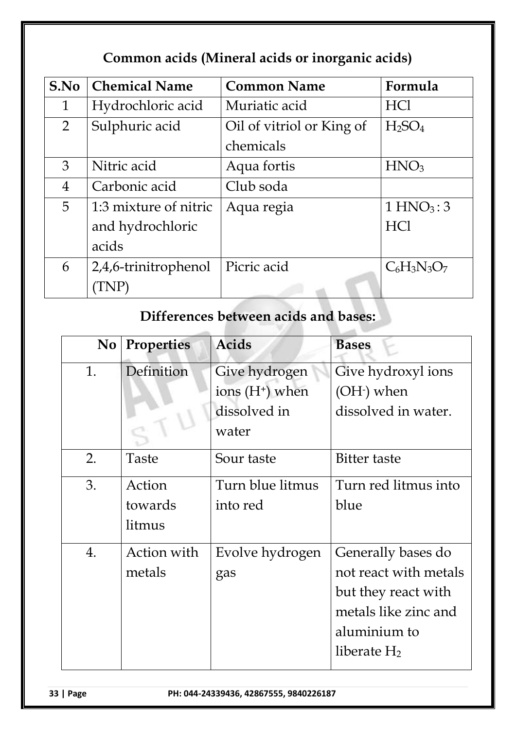## Common acids (Mineral acids or inorganic acids)

| S.No | Chemical Name | Common Name | Formula |
|---|---|---|---|
| 1 | Hydrochloric acid | Muriatic acid | $HCl$ |
| 2 | Sulphuric acid | Oil of vitriol or King of chemicals | $H_2SO_4$ |
| 3 | Nitric acid | Aqua fortis | $HNO_3$ |
| 4 | Carbonic acid | Club soda | |
| 5 | 1:3 mixture of nitric and hydrochloric acids | Aqua regia | $1\ HNO_3 : 3\ HCl$ |
| 6 | 2,4,6-trinitrophenol (TNP) | Picric acid | $C_6H_3N_3O_7$ |

## Differences between acids and bases:

| No | Properties | Acids | Bases |
|---|---|---|---|
| 1. | Definition | Give hydrogen ions ($H^+$) when dissolved in water | Give hydroxyl ions ($OH^-$) when dissolved in water. |
| 2. | Taste | Sour taste | Bitter taste |
| 3. | Action towards litmus | Turn blue litmus into red | Turn red litmus into blue |
| 4. | Action with metals | Evolve hydrogen gas | Generally bases do not react with metals but they react with metals like zinc and aluminium to liberate $H_2$ |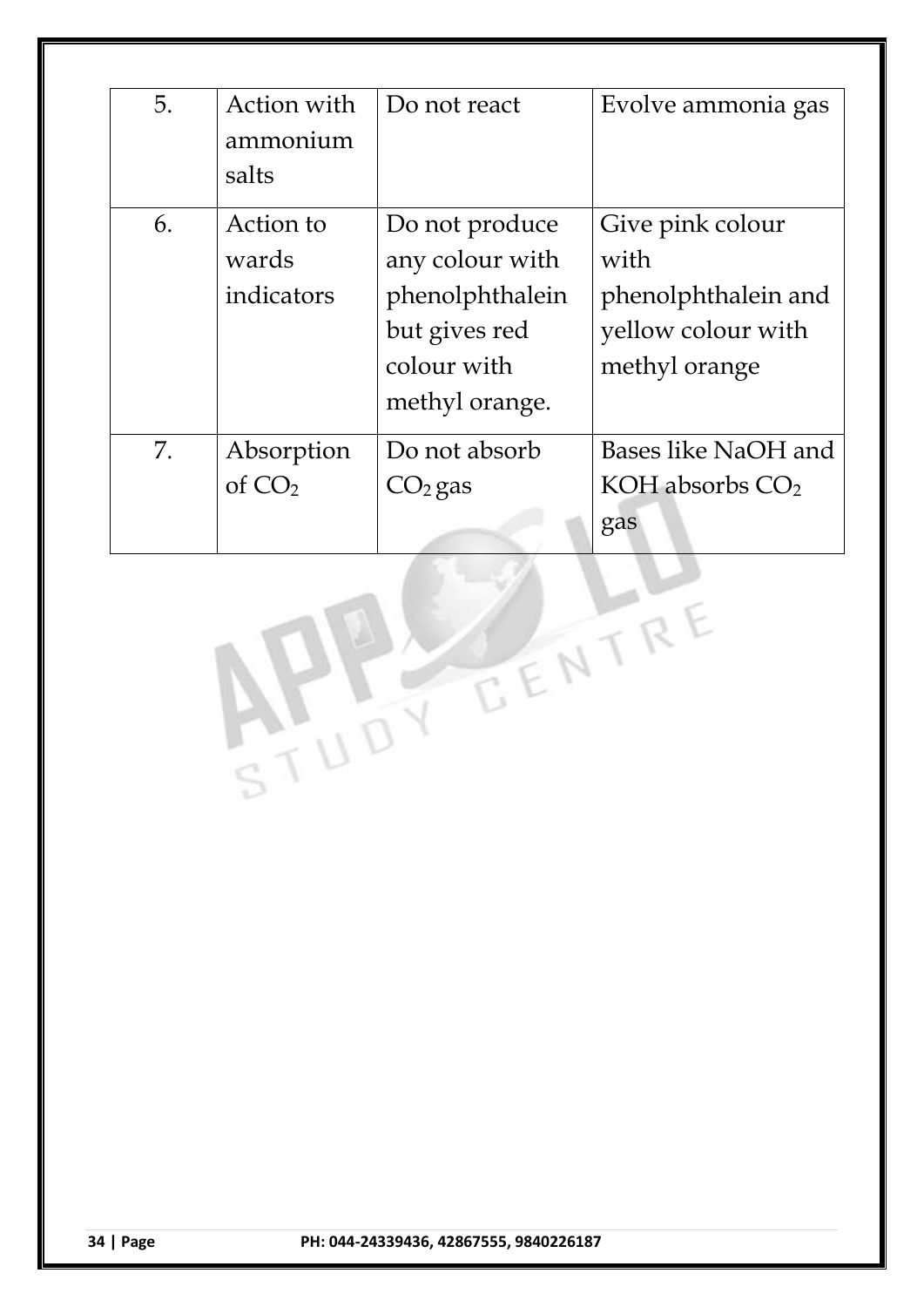| | | | |
|---|---|---|---|
| 5. | Action with ammonium salts | Do not react | Evolve ammonia gas |
| 6. | Action to wards indicators | Do not produce any colour with phenolphthalein but gives red colour with methyl orange. | Give pink colour with phenolphthalein and yellow colour with methyl orange |
| 7. | Absorption of $CO_2$ | Do not absorb $CO_2$ gas | Bases like NaOH and KOH absorbs $CO_2$ gas |